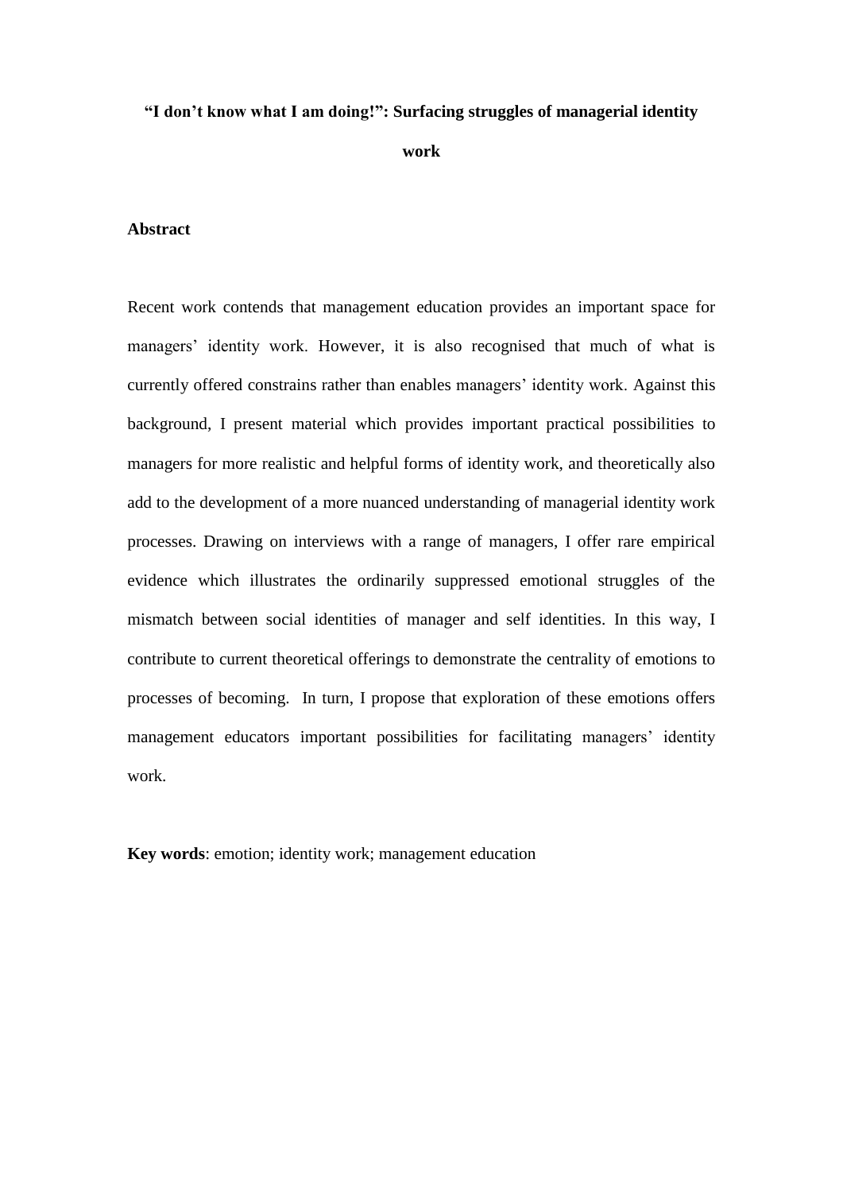# "I don't know what I am doing!": Surfacing struggles of managerial identity work

## Abstract

Recent work contends that management education provides an important space for managers' identity work. However, it is also recognised that much of what is currently offered constrains rather than enables managers' identity work. Against this background, I present material which provides important practical possibilities to managers for more realistic and helpful forms of identity work, and theoretically also add to the development of a more nuanced understanding of managerial identity work processes. Drawing on interviews with a range of managers, I offer rare empirical evidence which illustrates the ordinarily suppressed emotional struggles of the mismatch between social identities of manager and self identities. In this way, I contribute to current theoretical offerings to demonstrate the centrality of emotions to processes of becoming. In turn, I propose that exploration of these emotions offers management educators important possibilities for facilitating managers' identity work.

**Key words**: emotion; identity work; management education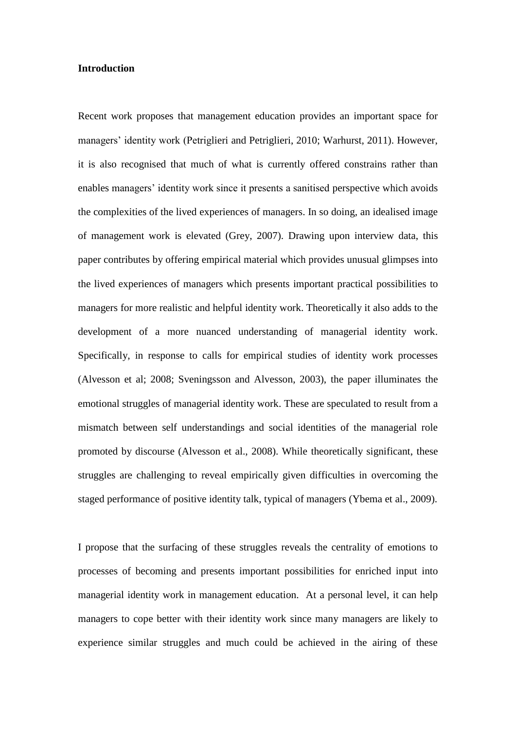**Introduction**

Recent work proposes that management education provides an important space for managers' identity work (Petriglieri and Petriglieri, 2010; Warhurst, 2011). However, it is also recognised that much of what is currently offered constrains rather than enables managers' identity work since it presents a sanitised perspective which avoids the complexities of the lived experiences of managers. In so doing, an idealised image of management work is elevated (Grey, 2007). Drawing upon interview data, this paper contributes by offering empirical material which provides unusual glimpses into the lived experiences of managers which presents important practical possibilities to managers for more realistic and helpful identity work. Theoretically it also adds to the development of a more nuanced understanding of managerial identity work. Specifically, in response to calls for empirical studies of identity work processes (Alvesson et al; 2008; Sveningsson and Alvesson, 2003), the paper illuminates the emotional struggles of managerial identity work. These are speculated to result from a mismatch between self understandings and social identities of the managerial role promoted by discourse (Alvesson et al., 2008). While theoretically significant, these struggles are challenging to reveal empirically given difficulties in overcoming the staged performance of positive identity talk, typical of managers (Ybema et al., 2009).

I propose that the surfacing of these struggles reveals the centrality of emotions to processes of becoming and presents important possibilities for enriched input into managerial identity work in management education. At a personal level, it can help managers to cope better with their identity work since many managers are likely to experience similar struggles and much could be achieved in the airing of these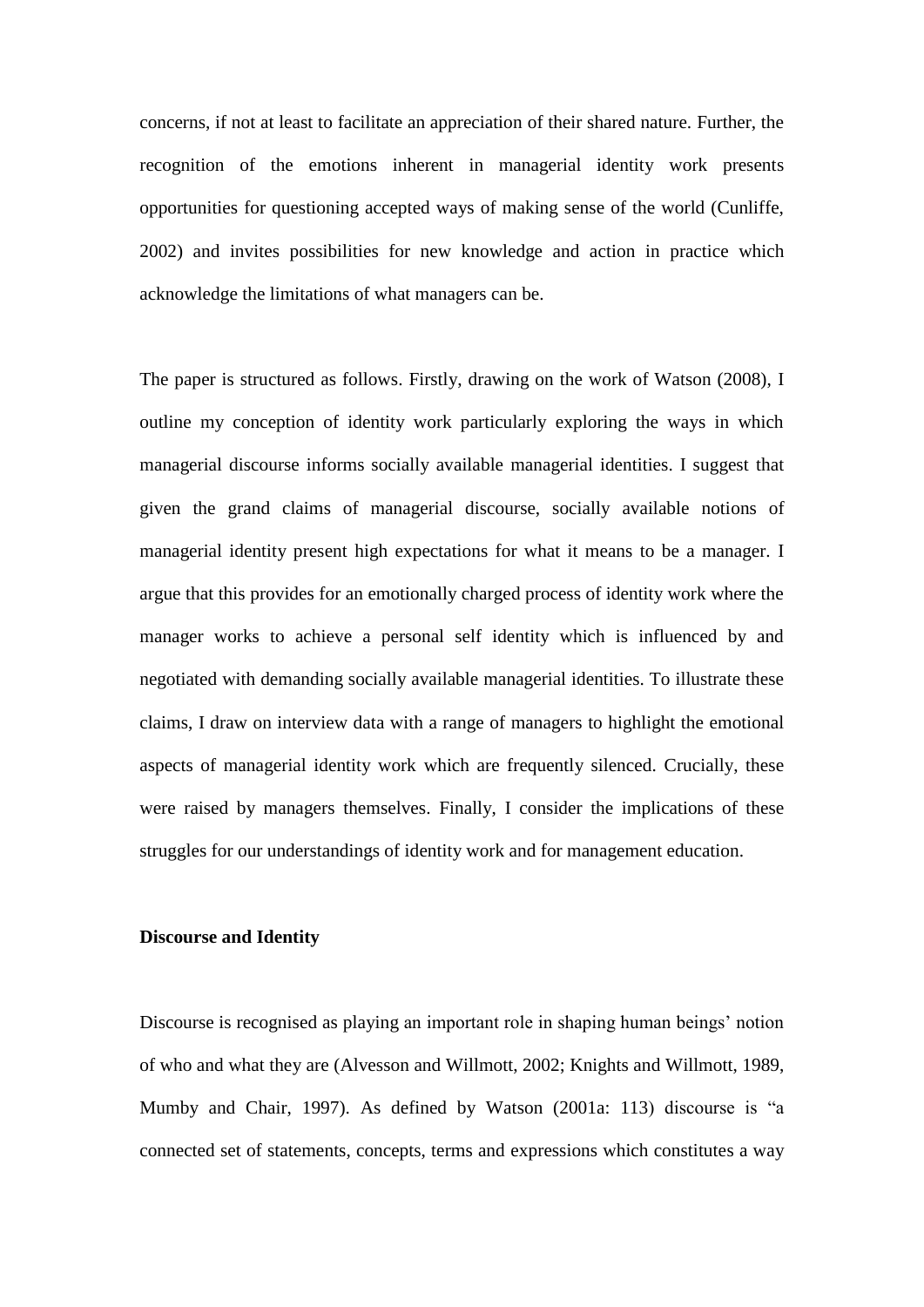concerns, if not at least to facilitate an appreciation of their shared nature. Further, the recognition of the emotions inherent in managerial identity work presents opportunities for questioning accepted ways of making sense of the world (Cunliffe, 2002) and invites possibilities for new knowledge and action in practice which acknowledge the limitations of what managers can be.

The paper is structured as follows. Firstly, drawing on the work of Watson (2008), I outline my conception of identity work particularly exploring the ways in which managerial discourse informs socially available managerial identities. I suggest that given the grand claims of managerial discourse, socially available notions of managerial identity present high expectations for what it means to be a manager. I argue that this provides for an emotionally charged process of identity work where the manager works to achieve a personal self identity which is influenced by and negotiated with demanding socially available managerial identities. To illustrate these claims, I draw on interview data with a range of managers to highlight the emotional aspects of managerial identity work which are frequently silenced. Crucially, these were raised by managers themselves. Finally, I consider the implications of these struggles for our understandings of identity work and for management education.

**Discourse and Identity**

Discourse is recognised as playing an important role in shaping human beings' notion of who and what they are (Alvesson and Willmott, 2002; Knights and Willmott, 1989, Mumby and Chair, 1997). As defined by Watson (2001a: 113) discourse is "a connected set of statements, concepts, terms and expressions which constitutes a way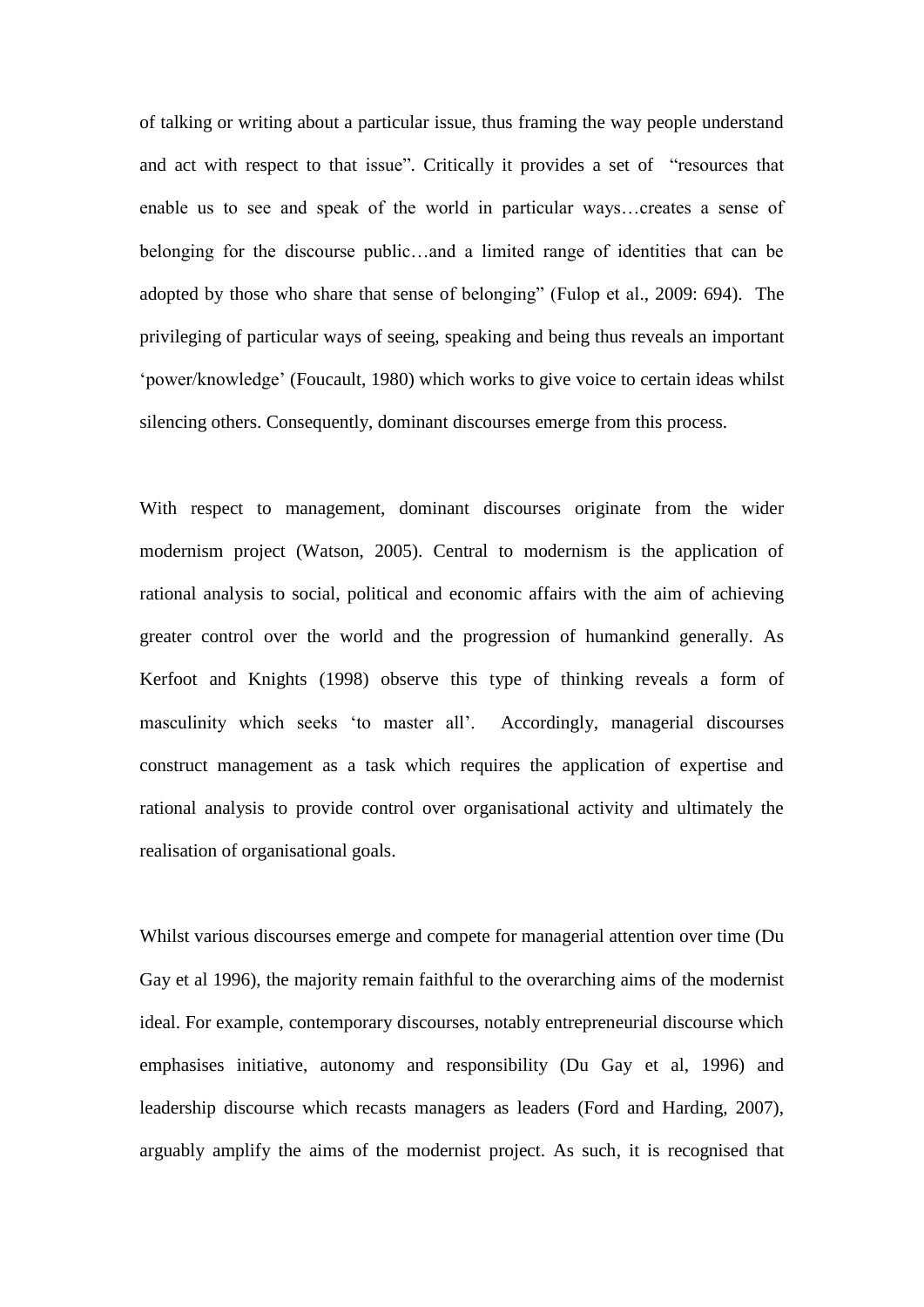of talking or writing about a particular issue, thus framing the way people understand and act with respect to that issue". Critically it provides a set of "resources that enable us to see and speak of the world in particular ways…creates a sense of belonging for the discourse public…and a limited range of identities that can be adopted by those who share that sense of belonging" (Fulop et al., 2009: 694). The privileging of particular ways of seeing, speaking and being thus reveals an important 'power/knowledge' (Foucault, 1980) which works to give voice to certain ideas whilst silencing others. Consequently, dominant discourses emerge from this process.

With respect to management, dominant discourses originate from the wider modernism project (Watson, 2005). Central to modernism is the application of rational analysis to social, political and economic affairs with the aim of achieving greater control over the world and the progression of humankind generally. As Kerfoot and Knights (1998) observe this type of thinking reveals a form of masculinity which seeks 'to master all'. Accordingly, managerial discourses construct management as a task which requires the application of expertise and rational analysis to provide control over organisational activity and ultimately the realisation of organisational goals.

Whilst various discourses emerge and compete for managerial attention over time (Du Gay et al 1996), the majority remain faithful to the overarching aims of the modernist ideal. For example, contemporary discourses, notably entrepreneurial discourse which emphasises initiative, autonomy and responsibility (Du Gay et al, 1996) and leadership discourse which recasts managers as leaders (Ford and Harding, 2007), arguably amplify the aims of the modernist project. As such, it is recognised that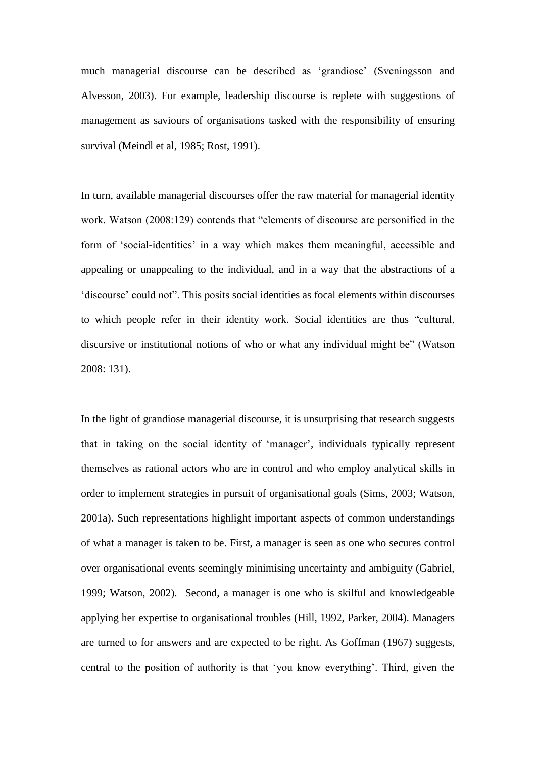much managerial discourse can be described as 'grandiose' (Sveningsson and Alvesson, 2003). For example, leadership discourse is replete with suggestions of management as saviours of organisations tasked with the responsibility of ensuring survival (Meindl et al, 1985; Rost, 1991).

In turn, available managerial discourses offer the raw material for managerial identity work. Watson (2008:129) contends that "elements of discourse are personified in the form of 'social-identities' in a way which makes them meaningful, accessible and appealing or unappealing to the individual, and in a way that the abstractions of a 'discourse' could not". This posits social identities as focal elements within discourses to which people refer in their identity work. Social identities are thus "cultural, discursive or institutional notions of who or what any individual might be" (Watson 2008: 131).

In the light of grandiose managerial discourse, it is unsurprising that research suggests that in taking on the social identity of 'manager', individuals typically represent themselves as rational actors who are in control and who employ analytical skills in order to implement strategies in pursuit of organisational goals (Sims, 2003; Watson, 2001a). Such representations highlight important aspects of common understandings of what a manager is taken to be. First, a manager is seen as one who secures control over organisational events seemingly minimising uncertainty and ambiguity (Gabriel, 1999; Watson, 2002). Second, a manager is one who is skilful and knowledgeable applying her expertise to organisational troubles (Hill, 1992, Parker, 2004). Managers are turned to for answers and are expected to be right. As Goffman (1967) suggests, central to the position of authority is that 'you know everything'. Third, given the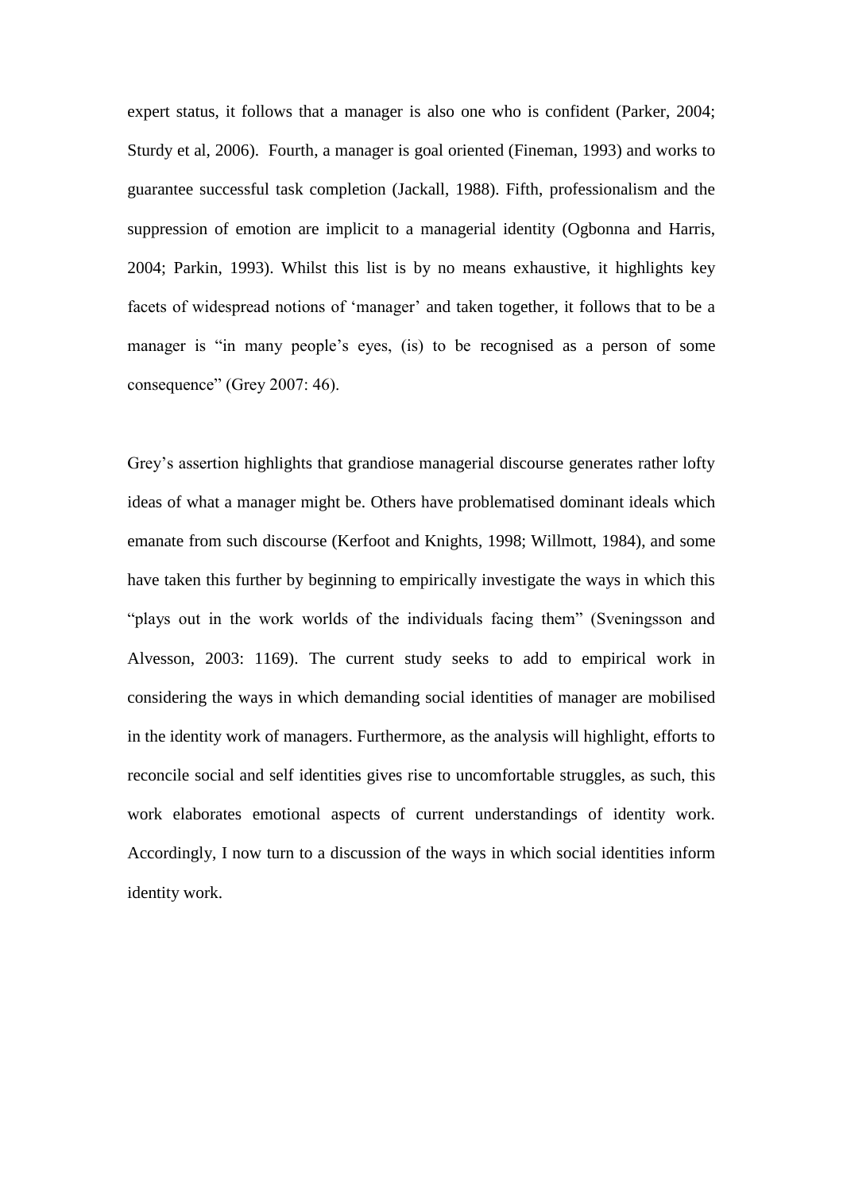expert status, it follows that a manager is also one who is confident (Parker, 2004; Sturdy et al, 2006). Fourth, a manager is goal oriented (Fineman, 1993) and works to guarantee successful task completion (Jackall, 1988). Fifth, professionalism and the suppression of emotion are implicit to a managerial identity (Ogbonna and Harris, 2004; Parkin, 1993). Whilst this list is by no means exhaustive, it highlights key facets of widespread notions of 'manager' and taken together, it follows that to be a manager is "in many people's eyes, (is) to be recognised as a person of some consequence" (Grey 2007: 46).

Grey's assertion highlights that grandiose managerial discourse generates rather lofty ideas of what a manager might be. Others have problematised dominant ideals which emanate from such discourse (Kerfoot and Knights, 1998; Willmott, 1984), and some have taken this further by beginning to empirically investigate the ways in which this "plays out in the work worlds of the individuals facing them" (Sveningsson and Alvesson, 2003: 1169). The current study seeks to add to empirical work in considering the ways in which demanding social identities of manager are mobilised in the identity work of managers. Furthermore, as the analysis will highlight, efforts to reconcile social and self identities gives rise to uncomfortable struggles, as such, this work elaborates emotional aspects of current understandings of identity work. Accordingly, I now turn to a discussion of the ways in which social identities inform identity work.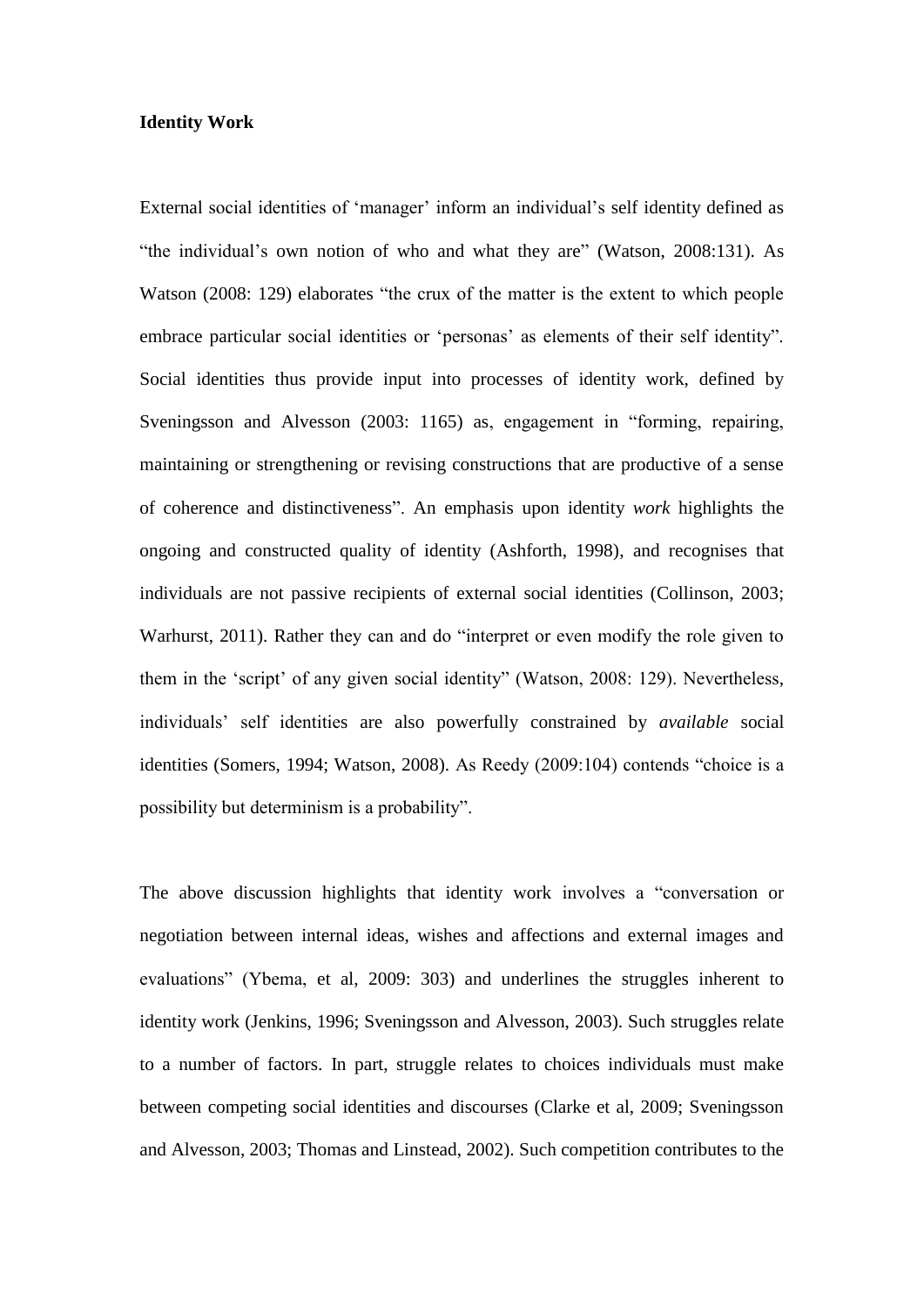**Identity Work**

External social identities of 'manager' inform an individual's self identity defined as "the individual's own notion of who and what they are" (Watson, 2008:131). As Watson (2008: 129) elaborates "the crux of the matter is the extent to which people embrace particular social identities or 'personas' as elements of their self identity". Social identities thus provide input into processes of identity work, defined by Sveningsson and Alvesson (2003: 1165) as, engagement in "forming, repairing, maintaining or strengthening or revising constructions that are productive of a sense of coherence and distinctiveness". An emphasis upon identity *work* highlights the ongoing and constructed quality of identity (Ashforth, 1998), and recognises that individuals are not passive recipients of external social identities (Collinson, 2003; Warhurst, 2011). Rather they can and do "interpret or even modify the role given to them in the 'script' of any given social identity" (Watson, 2008: 129). Nevertheless, individuals' self identities are also powerfully constrained by *available* social identities (Somers, 1994; Watson, 2008). As Reedy (2009:104) contends "choice is a possibility but determinism is a probability".

The above discussion highlights that identity work involves a "conversation or negotiation between internal ideas, wishes and affections and external images and evaluations" (Ybema, et al, 2009: 303) and underlines the struggles inherent to identity work (Jenkins, 1996; Sveningsson and Alvesson, 2003). Such struggles relate to a number of factors. In part, struggle relates to choices individuals must make between competing social identities and discourses (Clarke et al, 2009; Sveningsson and Alvesson, 2003; Thomas and Linstead, 2002). Such competition contributes to the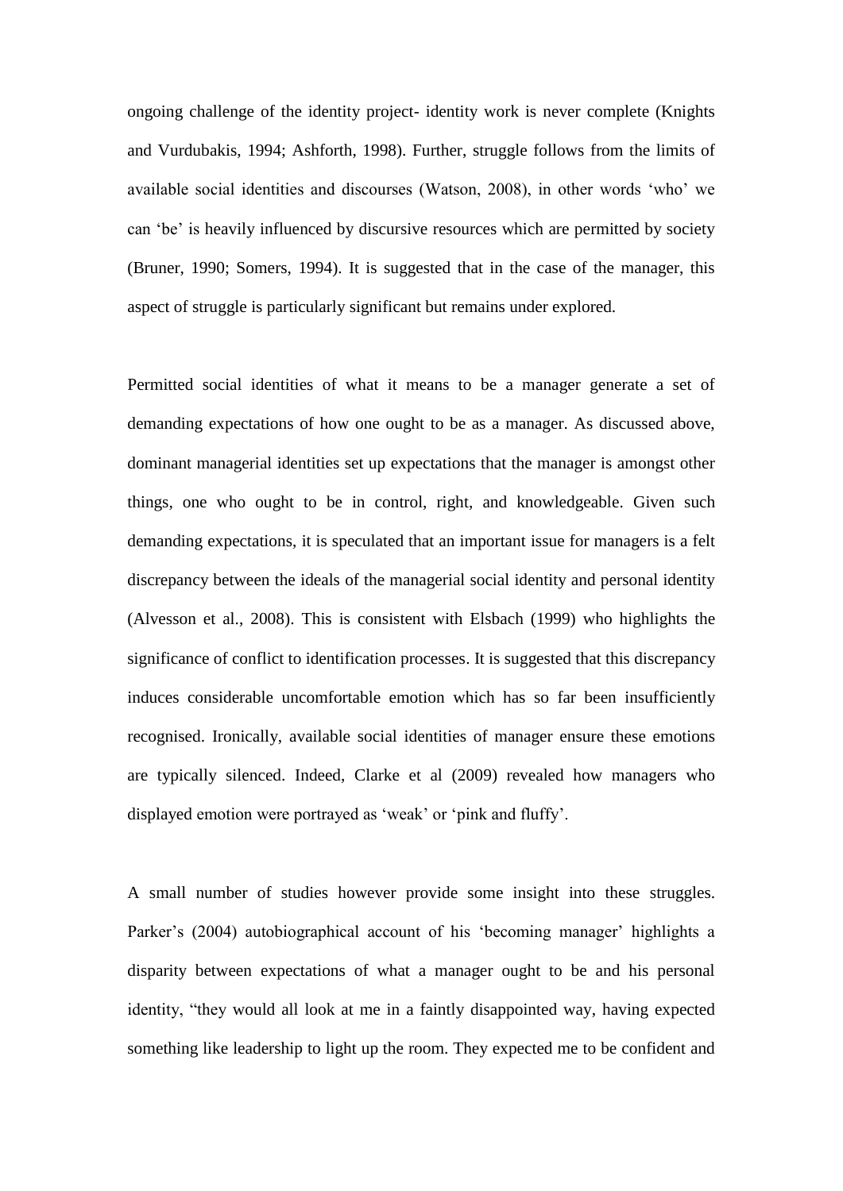ongoing challenge of the identity project- identity work is never complete (Knights and Vurdubakis, 1994; Ashforth, 1998). Further, struggle follows from the limits of available social identities and discourses (Watson, 2008), in other words 'who' we can 'be' is heavily influenced by discursive resources which are permitted by society (Bruner, 1990; Somers, 1994). It is suggested that in the case of the manager, this aspect of struggle is particularly significant but remains under explored.

Permitted social identities of what it means to be a manager generate a set of demanding expectations of how one ought to be as a manager. As discussed above, dominant managerial identities set up expectations that the manager is amongst other things, one who ought to be in control, right, and knowledgeable. Given such demanding expectations, it is speculated that an important issue for managers is a felt discrepancy between the ideals of the managerial social identity and personal identity (Alvesson et al., 2008). This is consistent with Elsbach (1999) who highlights the significance of conflict to identification processes. It is suggested that this discrepancy induces considerable uncomfortable emotion which has so far been insufficiently recognised. Ironically, available social identities of manager ensure these emotions are typically silenced. Indeed, Clarke et al (2009) revealed how managers who displayed emotion were portrayed as 'weak' or 'pink and fluffy'.

A small number of studies however provide some insight into these struggles. Parker's (2004) autobiographical account of his 'becoming manager' highlights a disparity between expectations of what a manager ought to be and his personal identity, "they would all look at me in a faintly disappointed way, having expected something like leadership to light up the room. They expected me to be confident and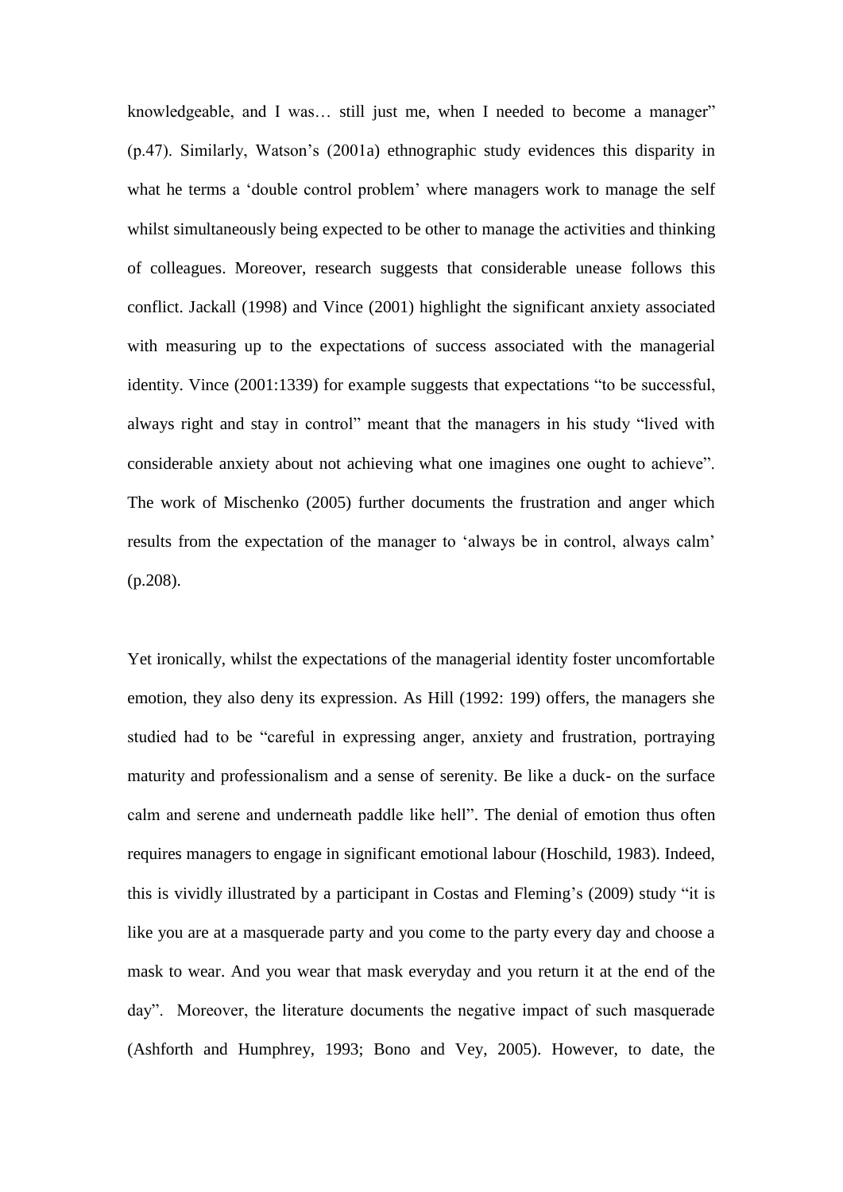knowledgeable, and I was… still just me, when I needed to become a manager" (p.47). Similarly, Watson's (2001a) ethnographic study evidences this disparity in what he terms a 'double control problem' where managers work to manage the self whilst simultaneously being expected to be other to manage the activities and thinking of colleagues. Moreover, research suggests that considerable unease follows this conflict. Jackall (1998) and Vince (2001) highlight the significant anxiety associated with measuring up to the expectations of success associated with the managerial identity. Vince (2001:1339) for example suggests that expectations "to be successful, always right and stay in control" meant that the managers in his study "lived with considerable anxiety about not achieving what one imagines one ought to achieve". The work of Mischenko (2005) further documents the frustration and anger which results from the expectation of the manager to 'always be in control, always calm' (p.208).

Yet ironically, whilst the expectations of the managerial identity foster uncomfortable emotion, they also deny its expression. As Hill (1992: 199) offers, the managers she studied had to be "careful in expressing anger, anxiety and frustration, portraying maturity and professionalism and a sense of serenity. Be like a duck- on the surface calm and serene and underneath paddle like hell". The denial of emotion thus often requires managers to engage in significant emotional labour (Hoschild, 1983). Indeed, this is vividly illustrated by a participant in Costas and Fleming's (2009) study "it is like you are at a masquerade party and you come to the party every day and choose a mask to wear. And you wear that mask everyday and you return it at the end of the day". Moreover, the literature documents the negative impact of such masquerade (Ashforth and Humphrey, 1993; Bono and Vey, 2005). However, to date, the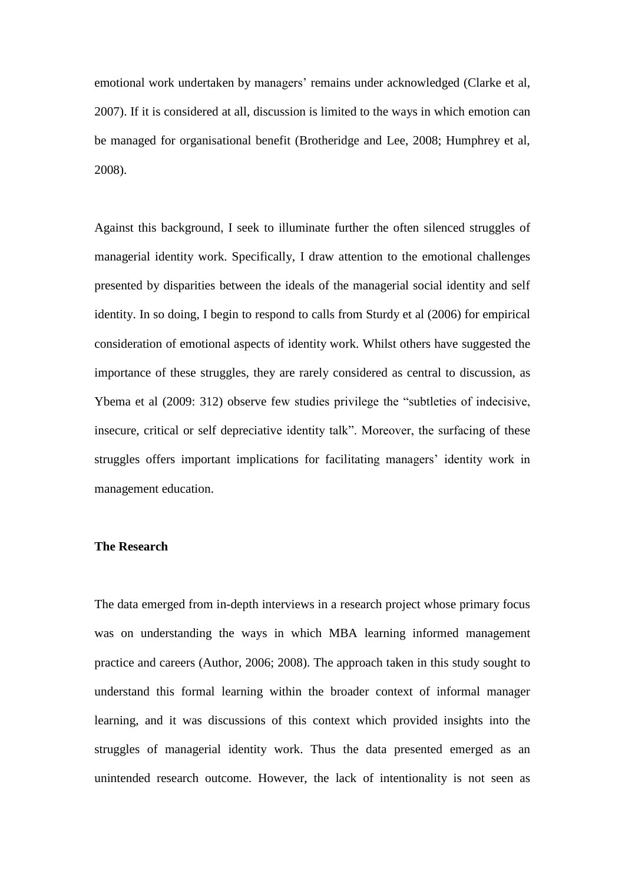emotional work undertaken by managers' remains under acknowledged (Clarke et al, 2007). If it is considered at all, discussion is limited to the ways in which emotion can be managed for organisational benefit (Brotheridge and Lee, 2008; Humphrey et al, 2008).

Against this background, I seek to illuminate further the often silenced struggles of managerial identity work. Specifically, I draw attention to the emotional challenges presented by disparities between the ideals of the managerial social identity and self identity. In so doing, I begin to respond to calls from Sturdy et al (2006) for empirical consideration of emotional aspects of identity work. Whilst others have suggested the importance of these struggles, they are rarely considered as central to discussion, as Ybema et al (2009: 312) observe few studies privilege the "subtleties of indecisive, insecure, critical or self depreciative identity talk". Moreover, the surfacing of these struggles offers important implications for facilitating managers' identity work in management education.

**The Research**

The data emerged from in-depth interviews in a research project whose primary focus was on understanding the ways in which MBA learning informed management practice and careers (Author, 2006; 2008). The approach taken in this study sought to understand this formal learning within the broader context of informal manager learning, and it was discussions of this context which provided insights into the struggles of managerial identity work. Thus the data presented emerged as an unintended research outcome. However, the lack of intentionality is not seen as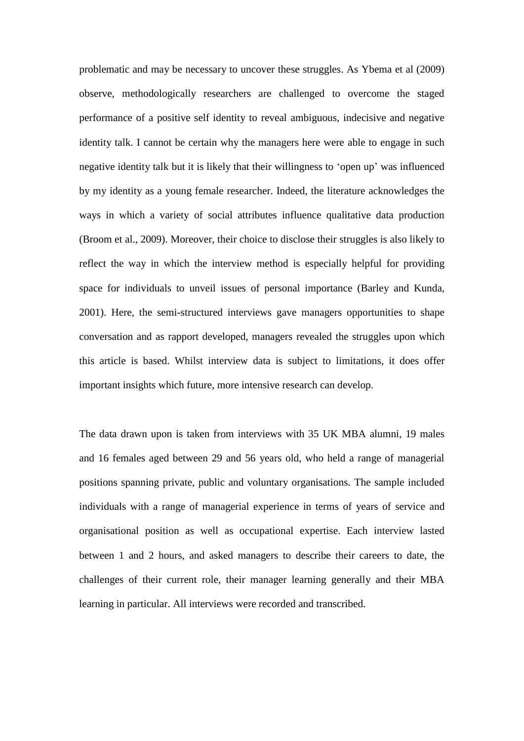problematic and may be necessary to uncover these struggles. As Ybema et al (2009) observe, methodologically researchers are challenged to overcome the staged performance of a positive self identity to reveal ambiguous, indecisive and negative identity talk. I cannot be certain why the managers here were able to engage in such negative identity talk but it is likely that their willingness to 'open up' was influenced by my identity as a young female researcher. Indeed, the literature acknowledges the ways in which a variety of social attributes influence qualitative data production (Broom et al., 2009). Moreover, their choice to disclose their struggles is also likely to reflect the way in which the interview method is especially helpful for providing space for individuals to unveil issues of personal importance (Barley and Kunda, 2001). Here, the semi-structured interviews gave managers opportunities to shape conversation and as rapport developed, managers revealed the struggles upon which this article is based. Whilst interview data is subject to limitations, it does offer important insights which future, more intensive research can develop.

The data drawn upon is taken from interviews with 35 UK MBA alumni, 19 males and 16 females aged between 29 and 56 years old, who held a range of managerial positions spanning private, public and voluntary organisations. The sample included individuals with a range of managerial experience in terms of years of service and organisational position as well as occupational expertise. Each interview lasted between 1 and 2 hours, and asked managers to describe their careers to date, the challenges of their current role, their manager learning generally and their MBA learning in particular. All interviews were recorded and transcribed.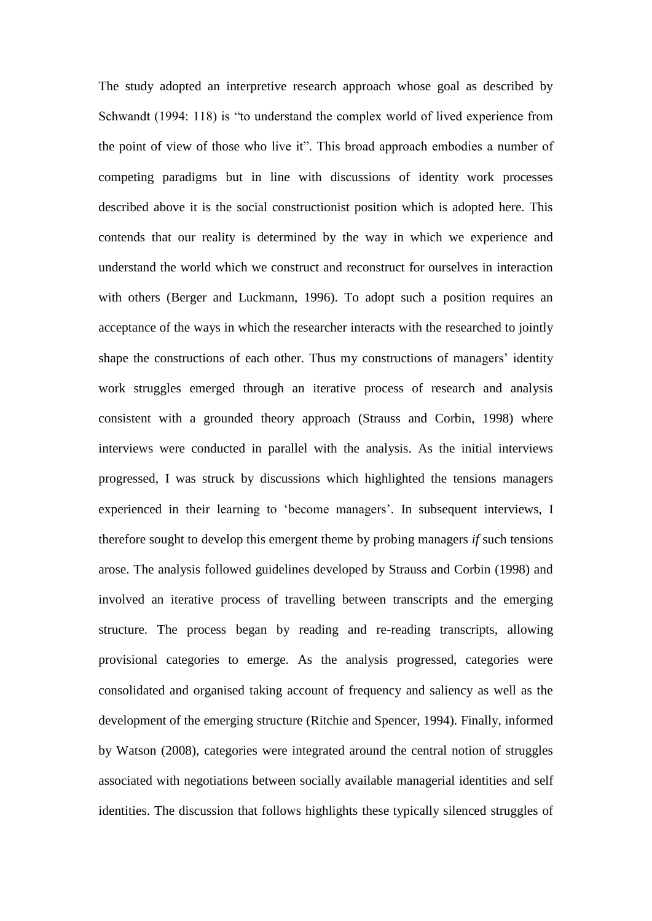The study adopted an interpretive research approach whose goal as described by Schwandt (1994: 118) is "to understand the complex world of lived experience from the point of view of those who live it". This broad approach embodies a number of competing paradigms but in line with discussions of identity work processes described above it is the social constructionist position which is adopted here. This contends that our reality is determined by the way in which we experience and understand the world which we construct and reconstruct for ourselves in interaction with others (Berger and Luckmann, 1996). To adopt such a position requires an acceptance of the ways in which the researcher interacts with the researched to jointly shape the constructions of each other. Thus my constructions of managers' identity work struggles emerged through an iterative process of research and analysis consistent with a grounded theory approach (Strauss and Corbin, 1998) where interviews were conducted in parallel with the analysis. As the initial interviews progressed, I was struck by discussions which highlighted the tensions managers experienced in their learning to 'become managers'. In subsequent interviews, I therefore sought to develop this emergent theme by probing managers *if* such tensions arose. The analysis followed guidelines developed by Strauss and Corbin (1998) and involved an iterative process of travelling between transcripts and the emerging structure. The process began by reading and re-reading transcripts, allowing provisional categories to emerge. As the analysis progressed, categories were consolidated and organised taking account of frequency and saliency as well as the development of the emerging structure (Ritchie and Spencer, 1994). Finally, informed by Watson (2008), categories were integrated around the central notion of struggles associated with negotiations between socially available managerial identities and self identities. The discussion that follows highlights these typically silenced struggles of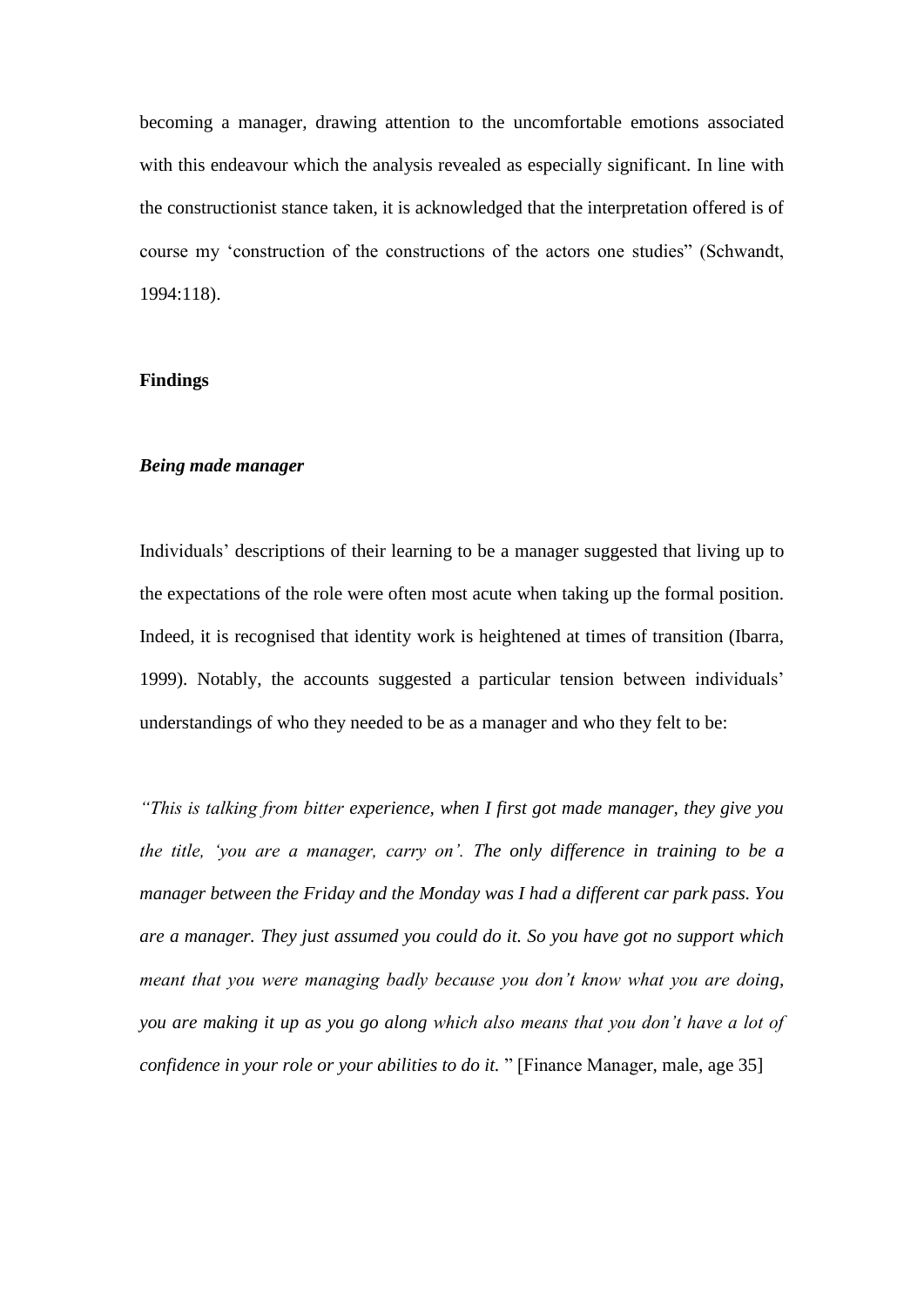becoming a manager, drawing attention to the uncomfortable emotions associated with this endeavour which the analysis revealed as especially significant. In line with the constructionist stance taken, it is acknowledged that the interpretation offered is of course my 'construction of the constructions of the actors one studies" (Schwandt, 1994:118).

## Findings

### *Being made manager*

Individuals' descriptions of their learning to be a manager suggested that living up to the expectations of the role were often most acute when taking up the formal position. Indeed, it is recognised that identity work is heightened at times of transition (Ibarra, 1999). Notably, the accounts suggested a particular tension between individuals' understandings of who they needed to be as a manager and who they felt to be:

*"This is talking from bitter experience, when I first got made manager, they give you the title, 'you are a manager, carry on'. The only difference in training to be a manager between the Friday and the Monday was I had a different car park pass. You are a manager. They just assumed you could do it. So you have got no support which meant that you were managing badly because you don't know what you are doing, you are making it up as you go along which also means that you don't have a lot of confidence in your role or your abilities to do it.* " [Finance Manager, male, age 35]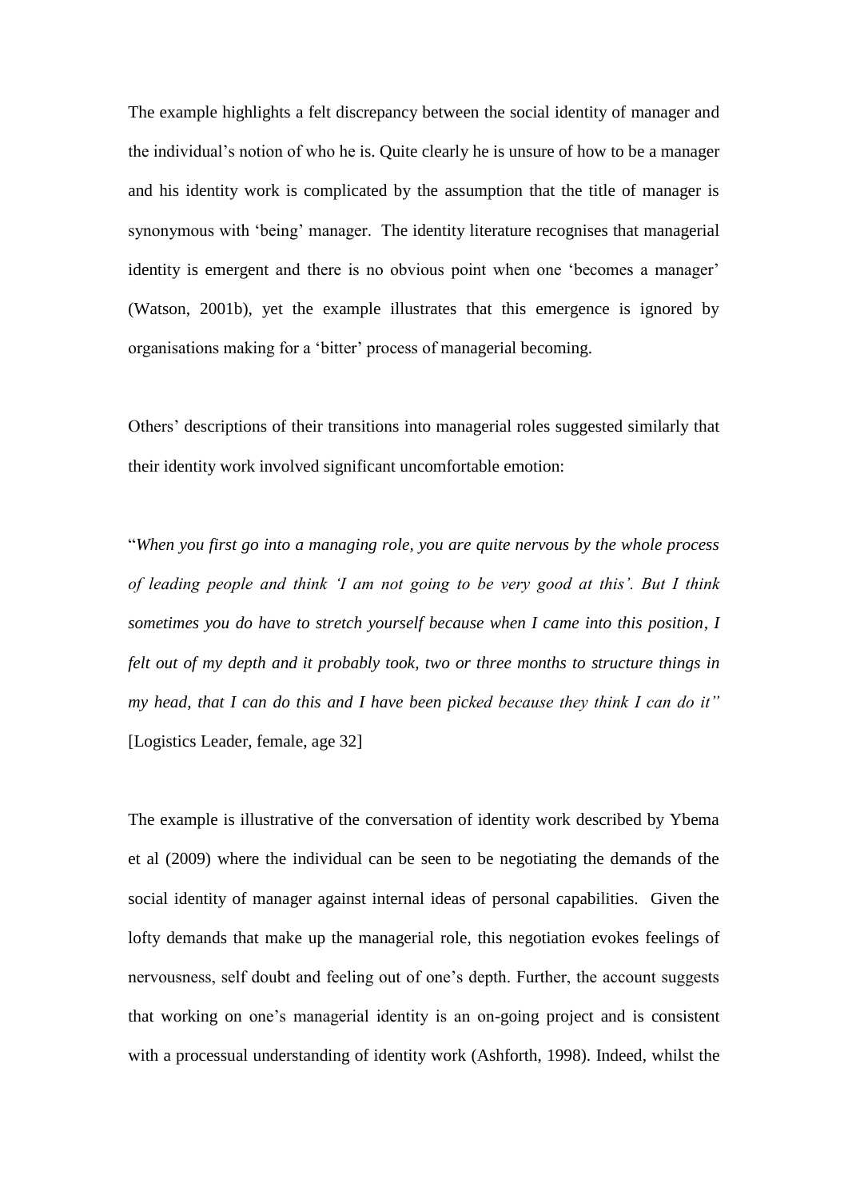The example highlights a felt discrepancy between the social identity of manager and the individual's notion of who he is. Quite clearly he is unsure of how to be a manager and his identity work is complicated by the assumption that the title of manager is synonymous with 'being' manager. The identity literature recognises that managerial identity is emergent and there is no obvious point when one 'becomes a manager' (Watson, 2001b), yet the example illustrates that this emergence is ignored by organisations making for a 'bitter' process of managerial becoming.

Others' descriptions of their transitions into managerial roles suggested similarly that their identity work involved significant uncomfortable emotion:

"*When you first go into a managing role, you are quite nervous by the whole process of leading people and think 'I am not going to be very good at this'. But I think sometimes you do have to stretch yourself because when I came into this position, I felt out of my depth and it probably took, two or three months to structure things in my head, that I can do this and I have been picked because they think I can do it"* [Logistics Leader, female, age 32]

The example is illustrative of the conversation of identity work described by Ybema et al (2009) where the individual can be seen to be negotiating the demands of the social identity of manager against internal ideas of personal capabilities. Given the lofty demands that make up the managerial role, this negotiation evokes feelings of nervousness, self doubt and feeling out of one's depth. Further, the account suggests that working on one's managerial identity is an on-going project and is consistent with a processual understanding of identity work (Ashforth, 1998). Indeed, whilst the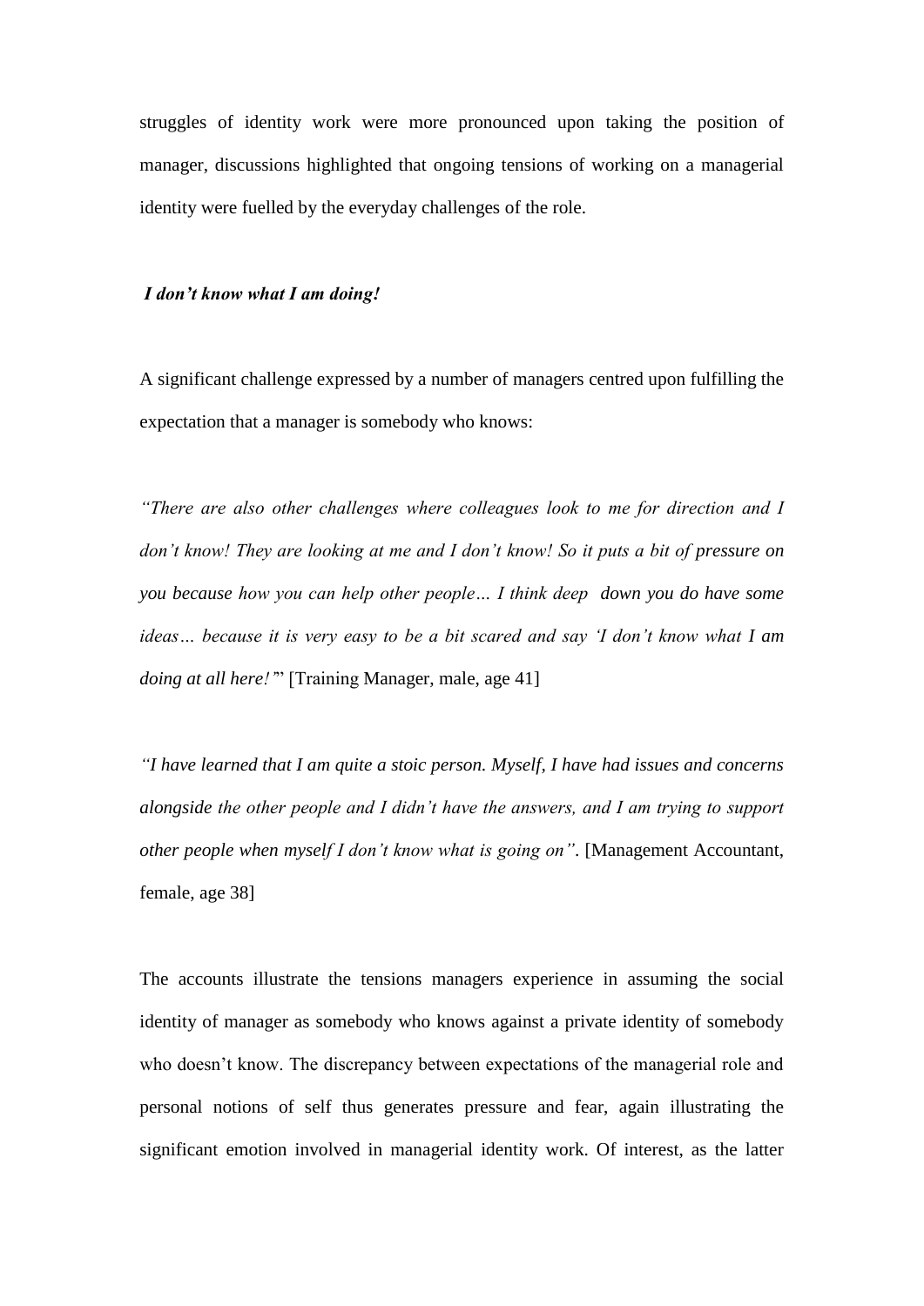struggles of identity work were more pronounced upon taking the position of manager, discussions highlighted that ongoing tensions of working on a managerial identity were fuelled by the everyday challenges of the role.

***I don't know what I am doing!***

A significant challenge expressed by a number of managers centred upon fulfilling the expectation that a manager is somebody who knows:

*"There are also other challenges where colleagues look to me for direction and I don't know! They are looking at me and I don't know! So it puts a bit of pressure on you because how you can help other people… I think deep down you do have some ideas… because it is very easy to be a bit scared and say 'I don't know what I am doing at all here!'*" [Training Manager, male, age 41]

*"I have learned that I am quite a stoic person. Myself, I have had issues and concerns alongside the other people and I didn't have the answers, and I am trying to support other people when myself I don't know what is going on"*. [Management Accountant, female, age 38]

The accounts illustrate the tensions managers experience in assuming the social identity of manager as somebody who knows against a private identity of somebody who doesn't know. The discrepancy between expectations of the managerial role and personal notions of self thus generates pressure and fear, again illustrating the significant emotion involved in managerial identity work. Of interest, as the latter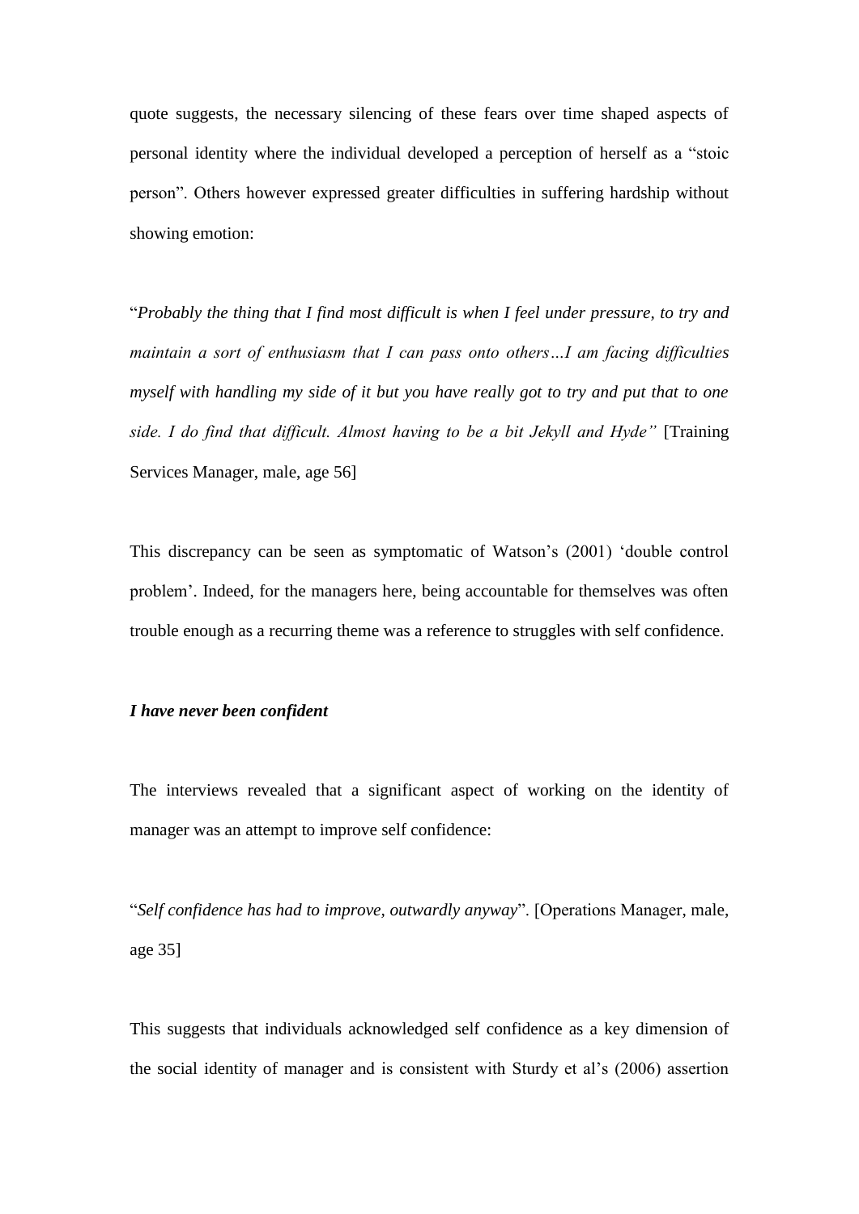quote suggests, the necessary silencing of these fears over time shaped aspects of personal identity where the individual developed a perception of herself as a "stoic person". Others however expressed greater difficulties in suffering hardship without showing emotion:

"*Probably the thing that I find most difficult is when I feel under pressure, to try and maintain a sort of enthusiasm that I can pass onto others…I am facing difficulties myself with handling my side of it but you have really got to try and put that to one side. I do find that difficult. Almost having to be a bit Jekyll and Hyde"* [Training Services Manager, male, age 56]

This discrepancy can be seen as symptomatic of Watson's (2001) 'double control problem'. Indeed, for the managers here, being accountable for themselves was often trouble enough as a recurring theme was a reference to struggles with self confidence.

***I have never been confident***

The interviews revealed that a significant aspect of working on the identity of manager was an attempt to improve self confidence:

"*Self confidence has had to improve, outwardly anyway*". [Operations Manager, male, age 35]

This suggests that individuals acknowledged self confidence as a key dimension of the social identity of manager and is consistent with Sturdy et al's (2006) assertion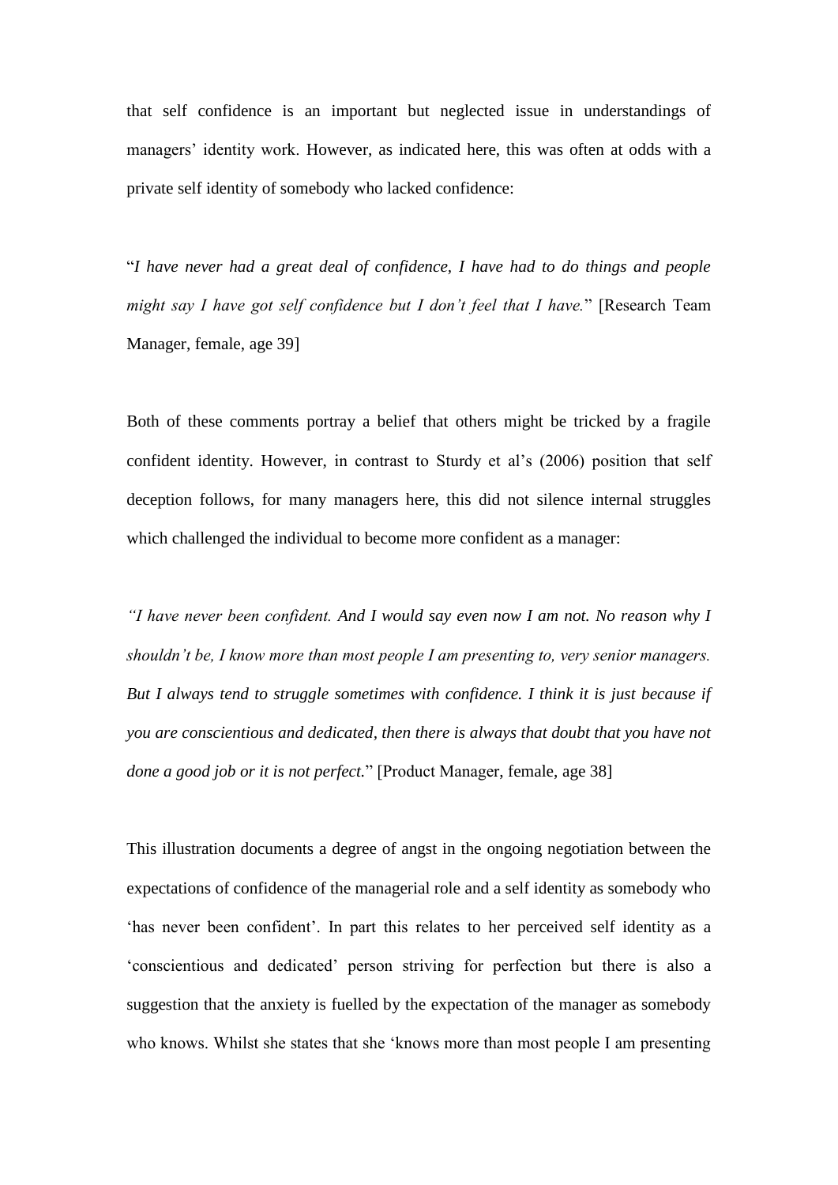that self confidence is an important but neglected issue in understandings of managers' identity work. However, as indicated here, this was often at odds with a private self identity of somebody who lacked confidence:

"*I have never had a great deal of confidence, I have had to do things and people might say I have got self confidence but I don't feel that I have.*" [Research Team Manager, female, age 39]

Both of these comments portray a belief that others might be tricked by a fragile confident identity. However, in contrast to Sturdy et al's (2006) position that self deception follows, for many managers here, this did not silence internal struggles which challenged the individual to become more confident as a manager:

*"I have never been confident. And I would say even now I am not. No reason why I shouldn't be, I know more than most people I am presenting to, very senior managers. But I always tend to struggle sometimes with confidence. I think it is just because if you are conscientious and dedicated, then there is always that doubt that you have not done a good job or it is not perfect.*" [Product Manager, female, age 38]

This illustration documents a degree of angst in the ongoing negotiation between the expectations of confidence of the managerial role and a self identity as somebody who 'has never been confident'. In part this relates to her perceived self identity as a 'conscientious and dedicated' person striving for perfection but there is also a suggestion that the anxiety is fuelled by the expectation of the manager as somebody who knows. Whilst she states that she 'knows more than most people I am presenting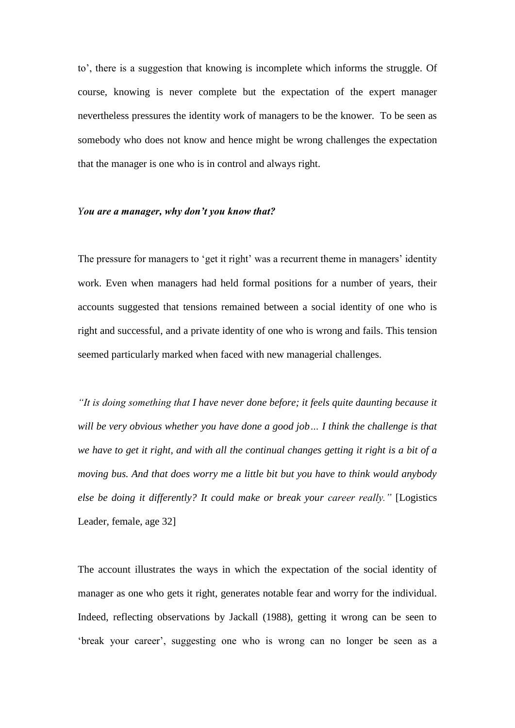to', there is a suggestion that knowing is incomplete which informs the struggle. Of course, knowing is never complete but the expectation of the expert manager nevertheless pressures the identity work of managers to be the knower. To be seen as somebody who does not know and hence might be wrong challenges the expectation that the manager is one who is in control and always right.

### *You are a manager, why don't you know that?*

The pressure for managers to 'get it right' was a recurrent theme in managers' identity work. Even when managers had held formal positions for a number of years, their accounts suggested that tensions remained between a social identity of one who is right and successful, and a private identity of one who is wrong and fails. This tension seemed particularly marked when faced with new managerial challenges.

*"It is doing something that I have never done before; it feels quite daunting because it will be very obvious whether you have done a good job… I think the challenge is that we have to get it right, and with all the continual changes getting it right is a bit of a moving bus. And that does worry me a little bit but you have to think would anybody else be doing it differently? It could make or break your career really."* [Logistics Leader, female, age 32]

The account illustrates the ways in which the expectation of the social identity of manager as one who gets it right, generates notable fear and worry for the individual. Indeed, reflecting observations by Jackall (1988), getting it wrong can be seen to 'break your career', suggesting one who is wrong can no longer be seen as a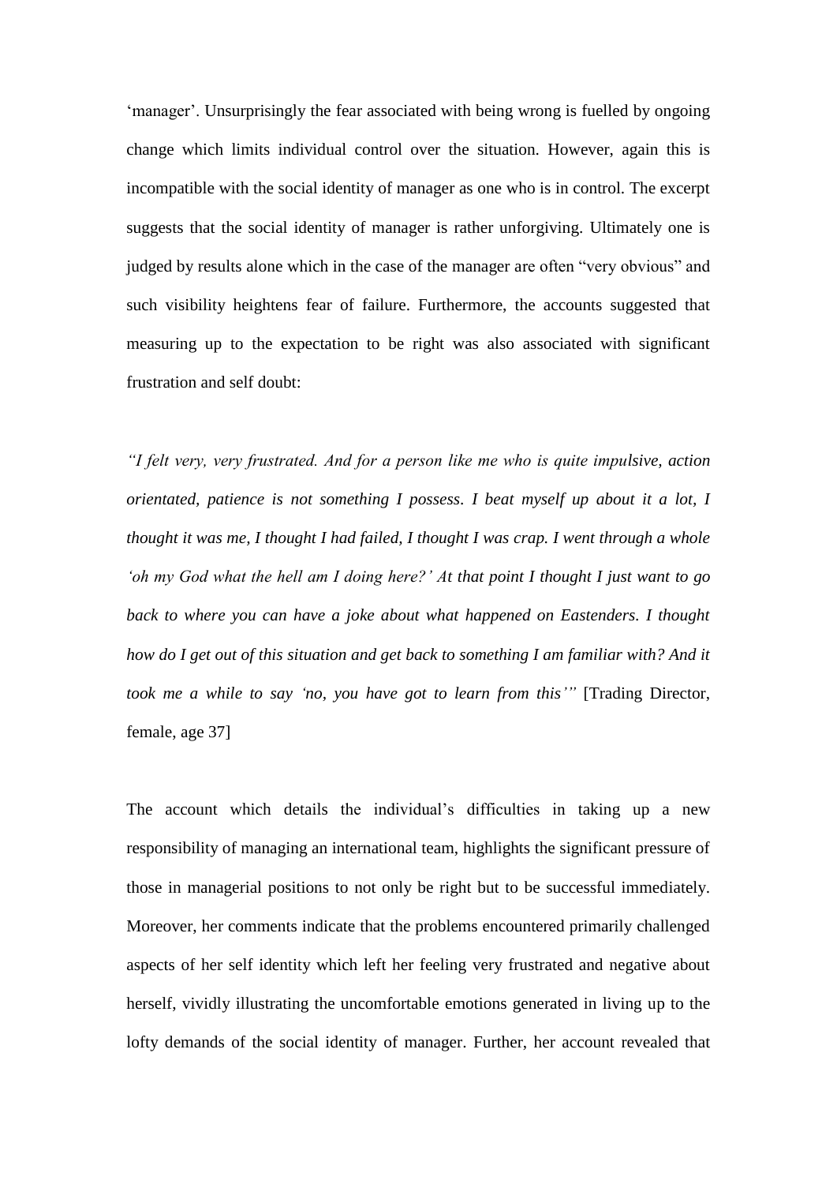'manager'. Unsurprisingly the fear associated with being wrong is fuelled by ongoing change which limits individual control over the situation. However, again this is incompatible with the social identity of manager as one who is in control. The excerpt suggests that the social identity of manager is rather unforgiving. Ultimately one is judged by results alone which in the case of the manager are often "very obvious" and such visibility heightens fear of failure. Furthermore, the accounts suggested that measuring up to the expectation to be right was also associated with significant frustration and self doubt:

*"I felt very, very frustrated. And for a person like me who is quite impulsive, action orientated, patience is not something I possess. I beat myself up about it a lot, I thought it was me, I thought I had failed, I thought I was crap. I went through a whole 'oh my God what the hell am I doing here?' At that point I thought I just want to go back to where you can have a joke about what happened on Eastenders. I thought how do I get out of this situation and get back to something I am familiar with? And it took me a while to say 'no, you have got to learn from this'"* [Trading Director, female, age 37]

The account which details the individual's difficulties in taking up a new responsibility of managing an international team, highlights the significant pressure of those in managerial positions to not only be right but to be successful immediately. Moreover, her comments indicate that the problems encountered primarily challenged aspects of her self identity which left her feeling very frustrated and negative about herself, vividly illustrating the uncomfortable emotions generated in living up to the lofty demands of the social identity of manager. Further, her account revealed that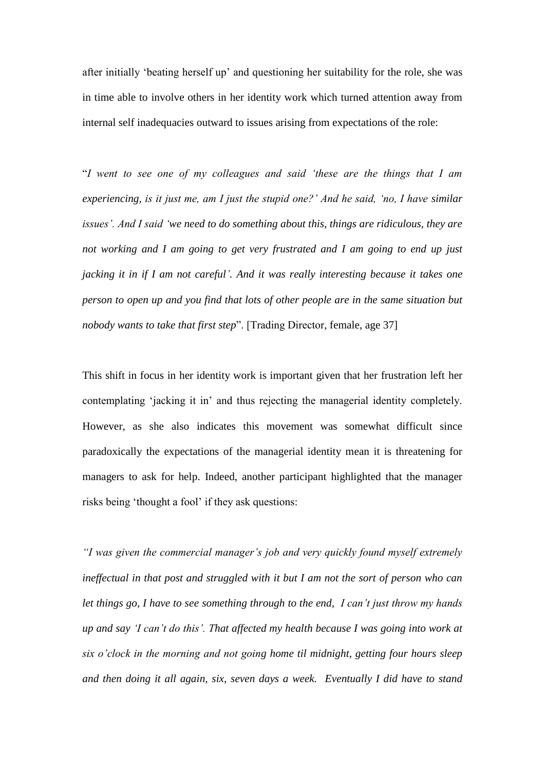after initially 'beating herself up' and questioning her suitability for the role, she was in time able to involve others in her identity work which turned attention away from internal self inadequacies outward to issues arising from expectations of the role:

"*I went to see one of my colleagues and said 'these are the things that I am experiencing, is it just me, am I just the stupid one?' And he said, 'no, I have similar issues'. And I said 'we need to do something about this, things are ridiculous, they are not working and I am going to get very frustrated and I am going to end up just jacking it in if I am not careful'. And it was really interesting because it takes one person to open up and you find that lots of other people are in the same situation but nobody wants to take that first step*". [Trading Director, female, age 37]

This shift in focus in her identity work is important given that her frustration left her contemplating 'jacking it in' and thus rejecting the managerial identity completely. However, as she also indicates this movement was somewhat difficult since paradoxically the expectations of the managerial identity mean it is threatening for managers to ask for help. Indeed, another participant highlighted that the manager risks being 'thought a fool' if they ask questions:

*"I was given the commercial manager's job and very quickly found myself extremely ineffectual in that post and struggled with it but I am not the sort of person who can let things go, I have to see something through to the end, I can't just throw my hands up and say 'I can't do this'. That affected my health because I was going into work at six o'clock in the morning and not going home til midnight, getting four hours sleep and then doing it all again, six, seven days a week. Eventually I did have to stand*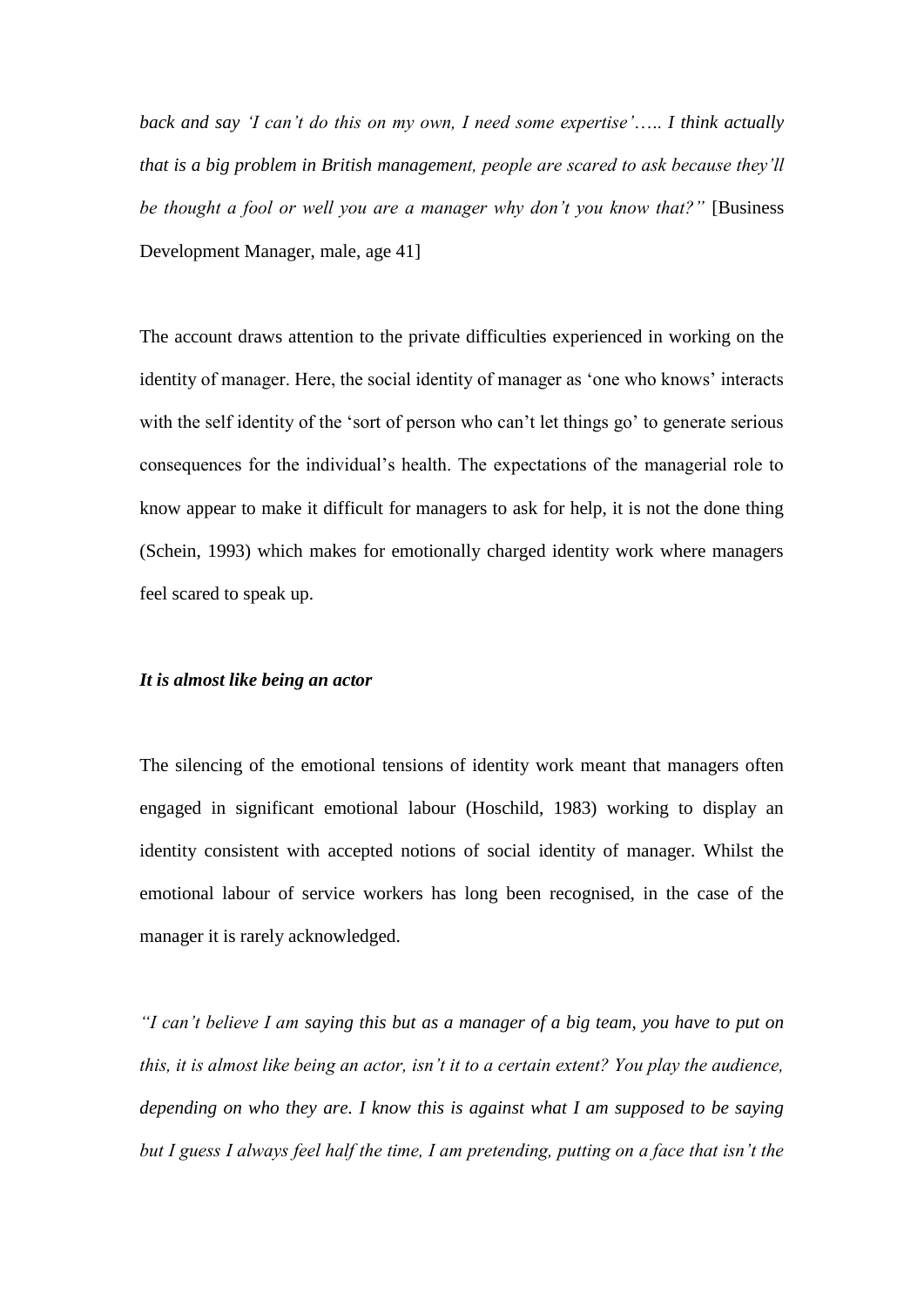*back and say 'I can't do this on my own, I need some expertise'….. I think actually that is a big problem in British management, people are scared to ask because they'll be thought a fool or well you are a manager why don't you know that?"* [Business Development Manager, male, age 41]

The account draws attention to the private difficulties experienced in working on the identity of manager. Here, the social identity of manager as 'one who knows' interacts with the self identity of the 'sort of person who can't let things go' to generate serious consequences for the individual's health. The expectations of the managerial role to know appear to make it difficult for managers to ask for help, it is not the done thing (Schein, 1993) which makes for emotionally charged identity work where managers feel scared to speak up.

***It is almost like being an actor***

The silencing of the emotional tensions of identity work meant that managers often engaged in significant emotional labour (Hoschild, 1983) working to display an identity consistent with accepted notions of social identity of manager. Whilst the emotional labour of service workers has long been recognised, in the case of the manager it is rarely acknowledged.

*"I can't believe I am saying this but as a manager of a big team, you have to put on this, it is almost like being an actor, isn't it to a certain extent? You play the audience, depending on who they are. I know this is against what I am supposed to be saying but I guess I always feel half the time, I am pretending, putting on a face that isn't the*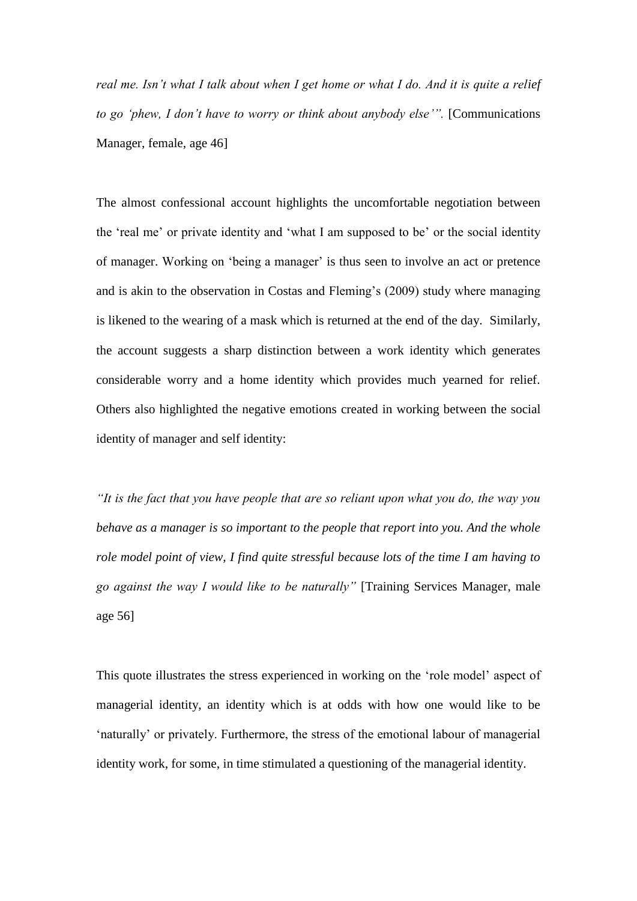*real me. Isn't what I talk about when I get home or what I do. And it is quite a relief to go 'phew, I don't have to worry or think about anybody else'".* [Communications Manager, female, age 46]

The almost confessional account highlights the uncomfortable negotiation between the 'real me' or private identity and 'what I am supposed to be' or the social identity of manager. Working on 'being a manager' is thus seen to involve an act or pretence and is akin to the observation in Costas and Fleming's (2009) study where managing is likened to the wearing of a mask which is returned at the end of the day. Similarly, the account suggests a sharp distinction between a work identity which generates considerable worry and a home identity which provides much yearned for relief. Others also highlighted the negative emotions created in working between the social identity of manager and self identity:

*"It is the fact that you have people that are so reliant upon what you do, the way you behave as a manager is so important to the people that report into you. And the whole role model point of view, I find quite stressful because lots of the time I am having to go against the way I would like to be naturally"* [Training Services Manager, male age 56]

This quote illustrates the stress experienced in working on the 'role model' aspect of managerial identity, an identity which is at odds with how one would like to be 'naturally' or privately. Furthermore, the stress of the emotional labour of managerial identity work, for some, in time stimulated a questioning of the managerial identity.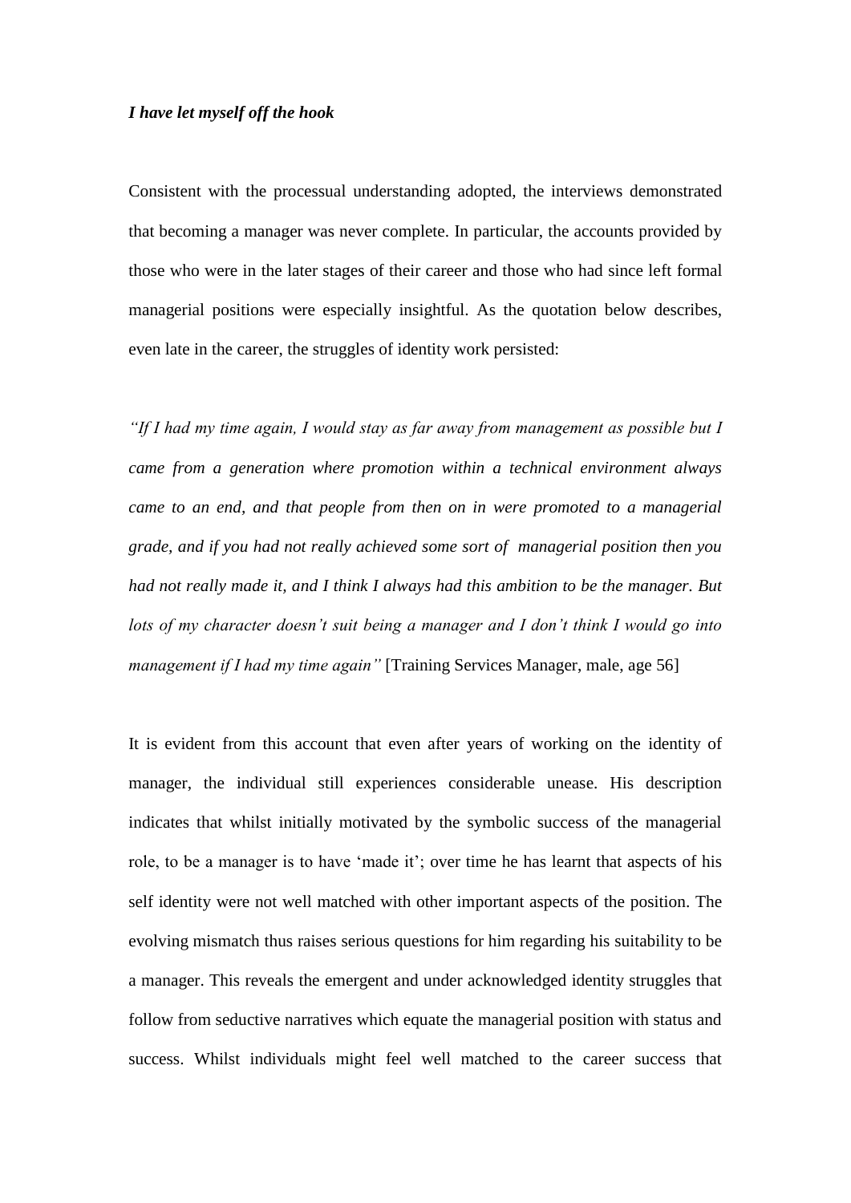***I have let myself off the hook***

Consistent with the processual understanding adopted, the interviews demonstrated that becoming a manager was never complete. In particular, the accounts provided by those who were in the later stages of their career and those who had since left formal managerial positions were especially insightful. As the quotation below describes, even late in the career, the struggles of identity work persisted:

*"If I had my time again, I would stay as far away from management as possible but I came from a generation where promotion within a technical environment always came to an end, and that people from then on in were promoted to a managerial grade, and if you had not really achieved some sort of managerial position then you had not really made it, and I think I always had this ambition to be the manager. But lots of my character doesn't suit being a manager and I don't think I would go into management if I had my time again"* [Training Services Manager, male, age 56]

It is evident from this account that even after years of working on the identity of manager, the individual still experiences considerable unease. His description indicates that whilst initially motivated by the symbolic success of the managerial role, to be a manager is to have 'made it'; over time he has learnt that aspects of his self identity were not well matched with other important aspects of the position. The evolving mismatch thus raises serious questions for him regarding his suitability to be a manager. This reveals the emergent and under acknowledged identity struggles that follow from seductive narratives which equate the managerial position with status and success. Whilst individuals might feel well matched to the career success that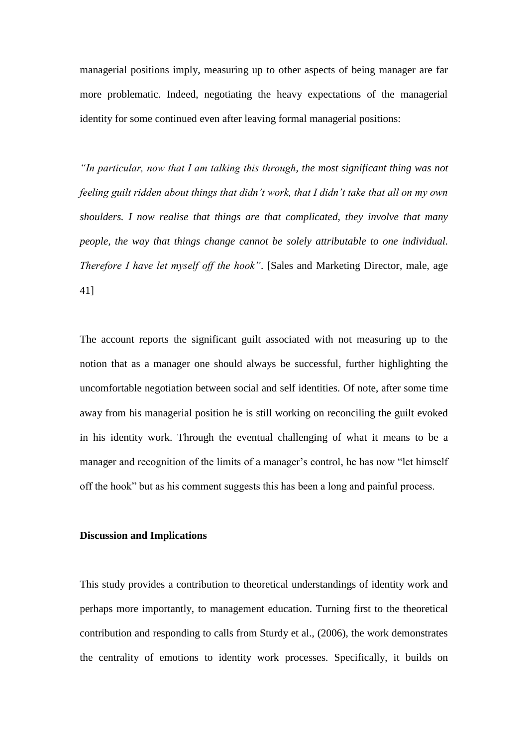managerial positions imply, measuring up to other aspects of being manager are far more problematic. Indeed, negotiating the heavy expectations of the managerial identity for some continued even after leaving formal managerial positions:

*"In particular, now that I am talking this through, the most significant thing was not feeling guilt ridden about things that didn't work, that I didn't take that all on my own shoulders. I now realise that things are that complicated, they involve that many people, the way that things change cannot be solely attributable to one individual. Therefore I have let myself off the hook"*. [Sales and Marketing Director, male, age 41]

The account reports the significant guilt associated with not measuring up to the notion that as a manager one should always be successful, further highlighting the uncomfortable negotiation between social and self identities. Of note, after some time away from his managerial position he is still working on reconciling the guilt evoked in his identity work. Through the eventual challenging of what it means to be a manager and recognition of the limits of a manager's control, he has now "let himself off the hook" but as his comment suggests this has been a long and painful process.

**Discussion and Implications**

This study provides a contribution to theoretical understandings of identity work and perhaps more importantly, to management education. Turning first to the theoretical contribution and responding to calls from Sturdy et al., (2006), the work demonstrates the centrality of emotions to identity work processes. Specifically, it builds on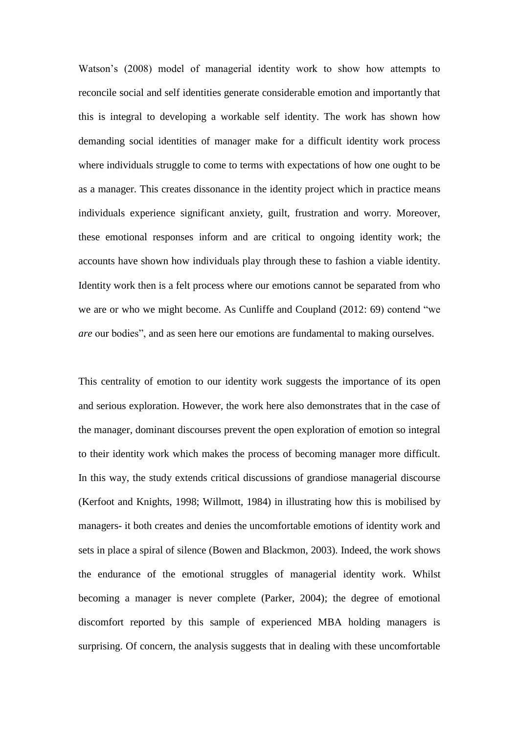Watson's (2008) model of managerial identity work to show how attempts to reconcile social and self identities generate considerable emotion and importantly that this is integral to developing a workable self identity. The work has shown how demanding social identities of manager make for a difficult identity work process where individuals struggle to come to terms with expectations of how one ought to be as a manager. This creates dissonance in the identity project which in practice means individuals experience significant anxiety, guilt, frustration and worry. Moreover, these emotional responses inform and are critical to ongoing identity work; the accounts have shown how individuals play through these to fashion a viable identity. Identity work then is a felt process where our emotions cannot be separated from who we are or who we might become. As Cunliffe and Coupland (2012: 69) contend "we *are* our bodies", and as seen here our emotions are fundamental to making ourselves.

This centrality of emotion to our identity work suggests the importance of its open and serious exploration. However, the work here also demonstrates that in the case of the manager, dominant discourses prevent the open exploration of emotion so integral to their identity work which makes the process of becoming manager more difficult. In this way, the study extends critical discussions of grandiose managerial discourse (Kerfoot and Knights, 1998; Willmott, 1984) in illustrating how this is mobilised by managers- it both creates and denies the uncomfortable emotions of identity work and sets in place a spiral of silence (Bowen and Blackmon, 2003). Indeed, the work shows the endurance of the emotional struggles of managerial identity work. Whilst becoming a manager is never complete (Parker, 2004); the degree of emotional discomfort reported by this sample of experienced MBA holding managers is surprising. Of concern, the analysis suggests that in dealing with these uncomfortable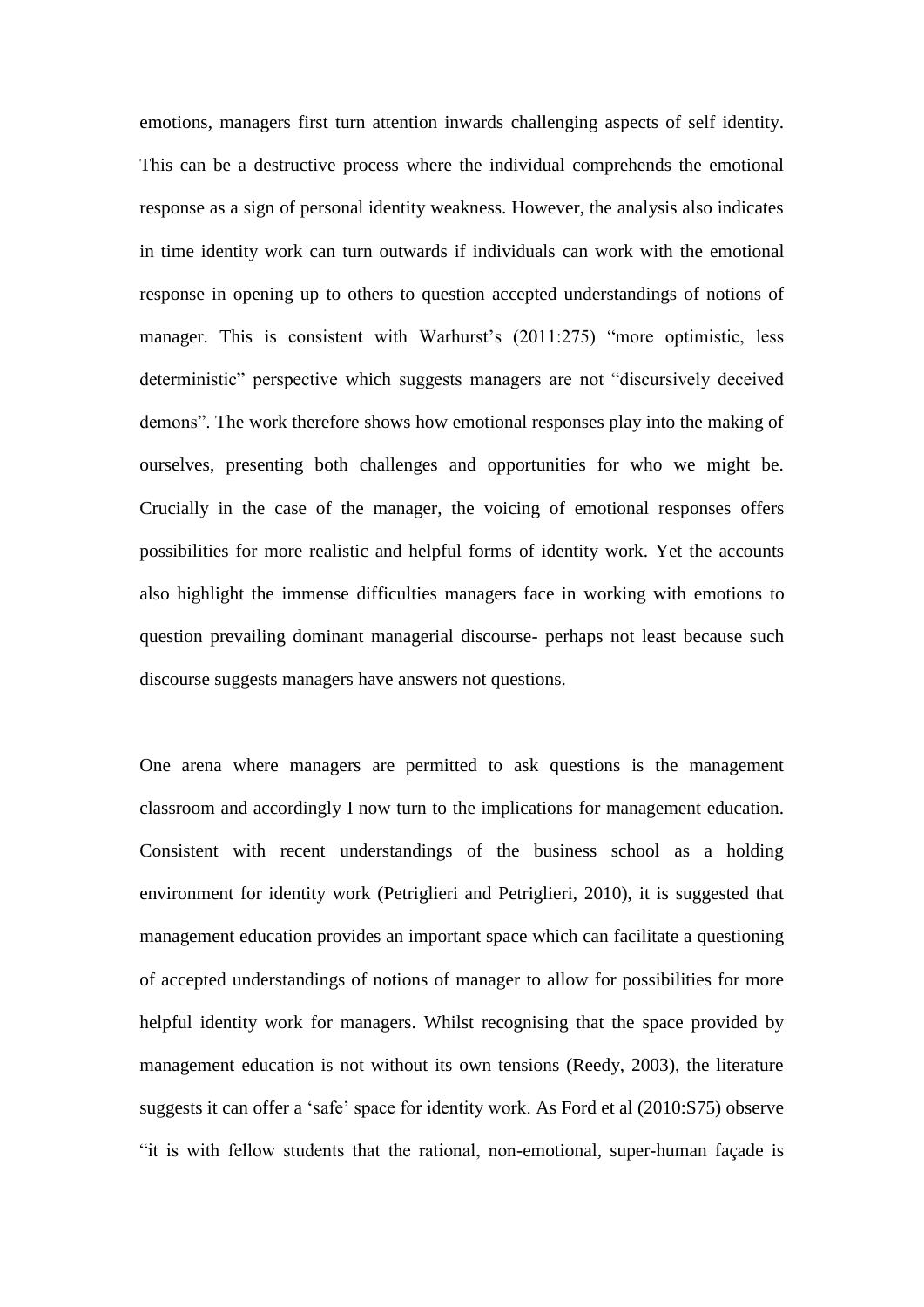emotions, managers first turn attention inwards challenging aspects of self identity. This can be a destructive process where the individual comprehends the emotional response as a sign of personal identity weakness. However, the analysis also indicates in time identity work can turn outwards if individuals can work with the emotional response in opening up to others to question accepted understandings of notions of manager. This is consistent with Warhurst's (2011:275) "more optimistic, less deterministic" perspective which suggests managers are not "discursively deceived demons". The work therefore shows how emotional responses play into the making of ourselves, presenting both challenges and opportunities for who we might be. Crucially in the case of the manager, the voicing of emotional responses offers possibilities for more realistic and helpful forms of identity work. Yet the accounts also highlight the immense difficulties managers face in working with emotions to question prevailing dominant managerial discourse- perhaps not least because such discourse suggests managers have answers not questions.

One arena where managers are permitted to ask questions is the management classroom and accordingly I now turn to the implications for management education. Consistent with recent understandings of the business school as a holding environment for identity work (Petriglieri and Petriglieri, 2010), it is suggested that management education provides an important space which can facilitate a questioning of accepted understandings of notions of manager to allow for possibilities for more helpful identity work for managers. Whilst recognising that the space provided by management education is not without its own tensions (Reedy, 2003), the literature suggests it can offer a 'safe' space for identity work. As Ford et al (2010:S75) observe "it is with fellow students that the rational, non-emotional, super-human façade is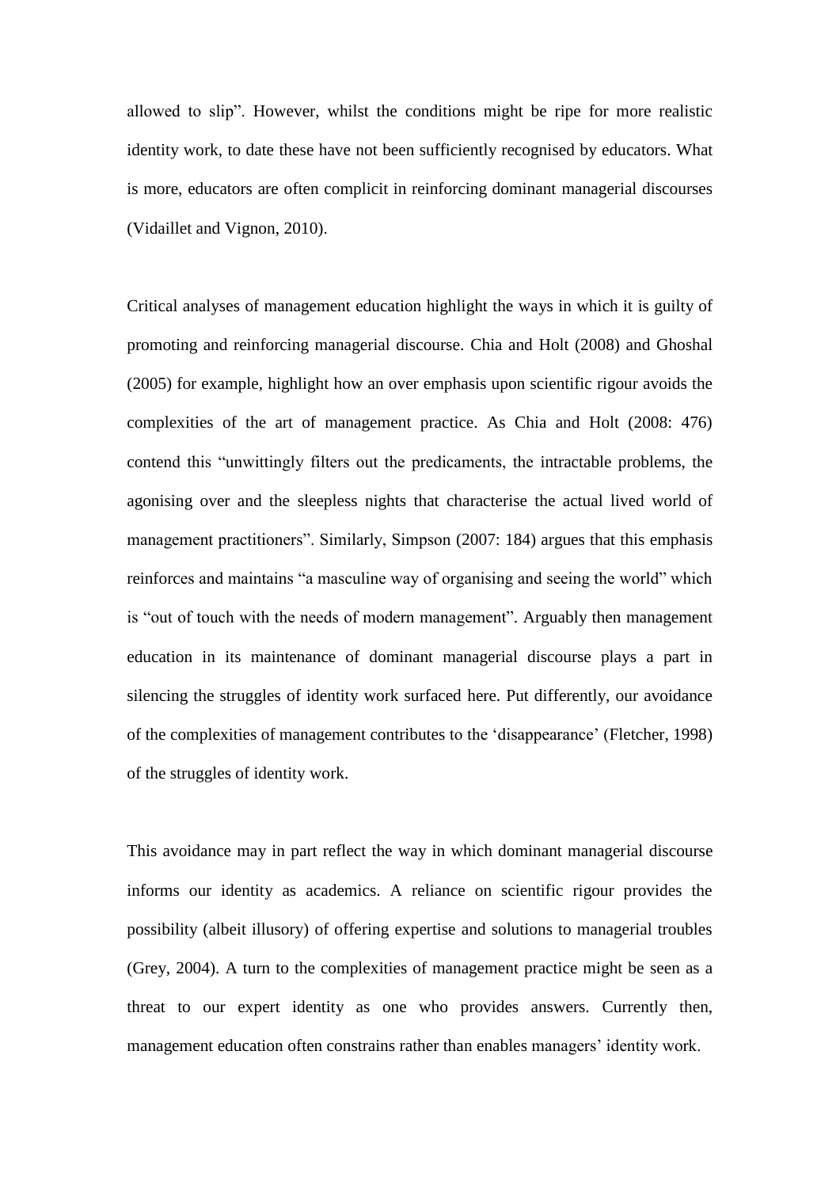allowed to slip". However, whilst the conditions might be ripe for more realistic identity work, to date these have not been sufficiently recognised by educators. What is more, educators are often complicit in reinforcing dominant managerial discourses (Vidaillet and Vignon, 2010).

Critical analyses of management education highlight the ways in which it is guilty of promoting and reinforcing managerial discourse. Chia and Holt (2008) and Ghoshal (2005) for example, highlight how an over emphasis upon scientific rigour avoids the complexities of the art of management practice. As Chia and Holt (2008: 476) contend this "unwittingly filters out the predicaments, the intractable problems, the agonising over and the sleepless nights that characterise the actual lived world of management practitioners". Similarly, Simpson (2007: 184) argues that this emphasis reinforces and maintains "a masculine way of organising and seeing the world" which is "out of touch with the needs of modern management". Arguably then management education in its maintenance of dominant managerial discourse plays a part in silencing the struggles of identity work surfaced here. Put differently, our avoidance of the complexities of management contributes to the 'disappearance' (Fletcher, 1998) of the struggles of identity work.

This avoidance may in part reflect the way in which dominant managerial discourse informs our identity as academics. A reliance on scientific rigour provides the possibility (albeit illusory) of offering expertise and solutions to managerial troubles (Grey, 2004). A turn to the complexities of management practice might be seen as a threat to our expert identity as one who provides answers. Currently then, management education often constrains rather than enables managers' identity work.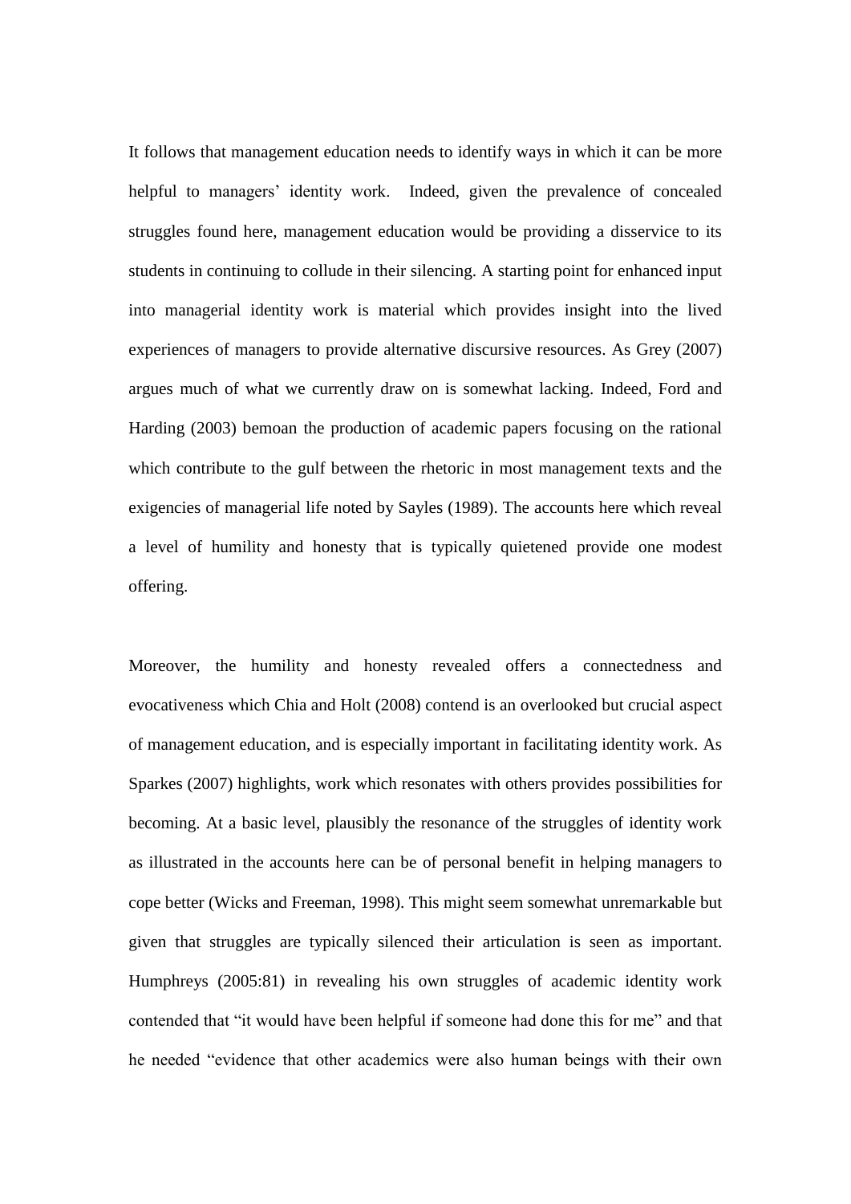It follows that management education needs to identify ways in which it can be more helpful to managers' identity work. Indeed, given the prevalence of concealed struggles found here, management education would be providing a disservice to its students in continuing to collude in their silencing. A starting point for enhanced input into managerial identity work is material which provides insight into the lived experiences of managers to provide alternative discursive resources. As Grey (2007) argues much of what we currently draw on is somewhat lacking. Indeed, Ford and Harding (2003) bemoan the production of academic papers focusing on the rational which contribute to the gulf between the rhetoric in most management texts and the exigencies of managerial life noted by Sayles (1989). The accounts here which reveal a level of humility and honesty that is typically quietened provide one modest offering.

Moreover, the humility and honesty revealed offers a connectedness and evocativeness which Chia and Holt (2008) contend is an overlooked but crucial aspect of management education, and is especially important in facilitating identity work. As Sparkes (2007) highlights, work which resonates with others provides possibilities for becoming. At a basic level, plausibly the resonance of the struggles of identity work as illustrated in the accounts here can be of personal benefit in helping managers to cope better (Wicks and Freeman, 1998). This might seem somewhat unremarkable but given that struggles are typically silenced their articulation is seen as important. Humphreys (2005:81) in revealing his own struggles of academic identity work contended that "it would have been helpful if someone had done this for me" and that he needed "evidence that other academics were also human beings with their own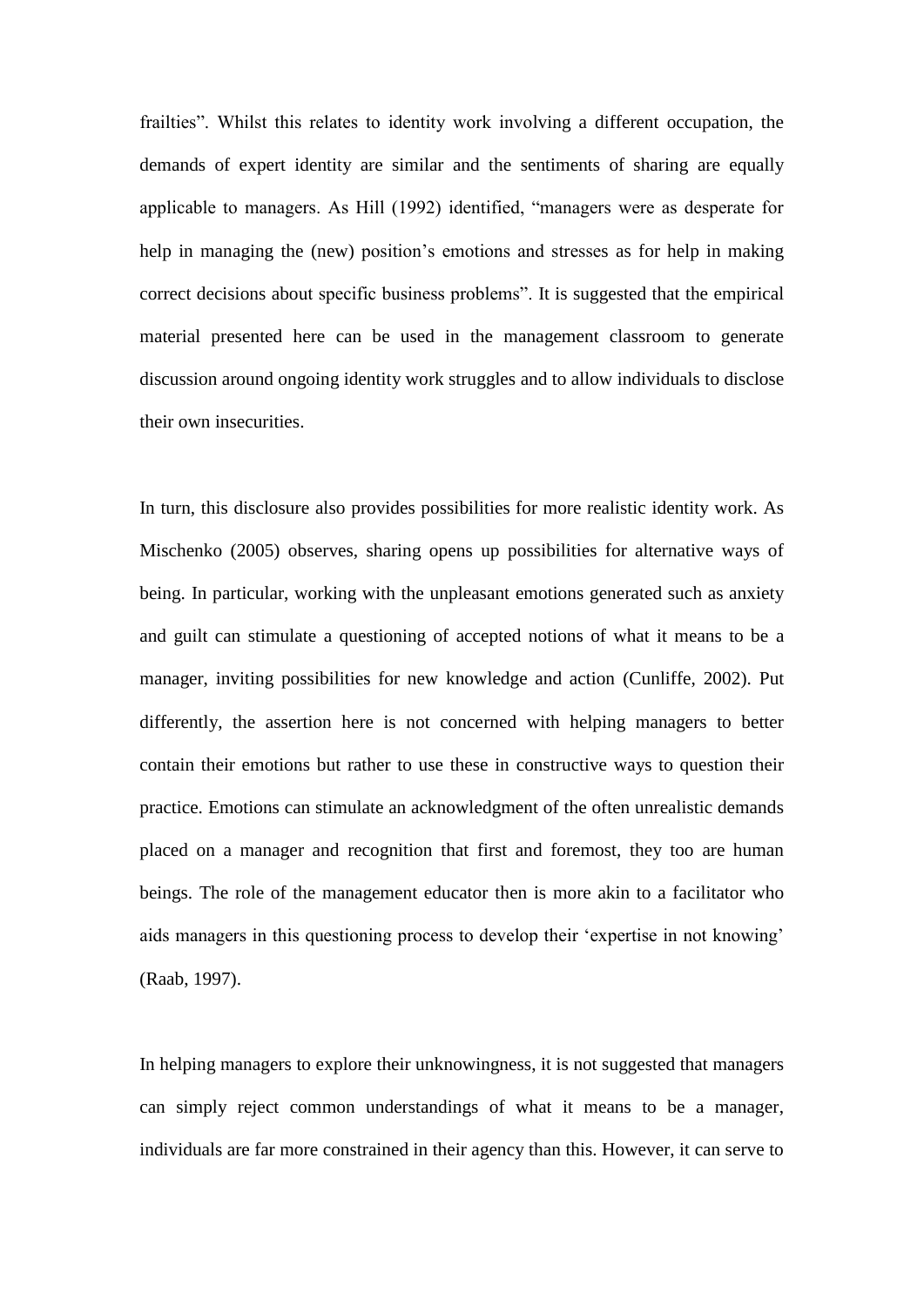frailties". Whilst this relates to identity work involving a different occupation, the demands of expert identity are similar and the sentiments of sharing are equally applicable to managers. As Hill (1992) identified, "managers were as desperate for help in managing the (new) position's emotions and stresses as for help in making correct decisions about specific business problems". It is suggested that the empirical material presented here can be used in the management classroom to generate discussion around ongoing identity work struggles and to allow individuals to disclose their own insecurities.

In turn, this disclosure also provides possibilities for more realistic identity work. As Mischenko (2005) observes, sharing opens up possibilities for alternative ways of being. In particular, working with the unpleasant emotions generated such as anxiety and guilt can stimulate a questioning of accepted notions of what it means to be a manager, inviting possibilities for new knowledge and action (Cunliffe, 2002). Put differently, the assertion here is not concerned with helping managers to better contain their emotions but rather to use these in constructive ways to question their practice. Emotions can stimulate an acknowledgment of the often unrealistic demands placed on a manager and recognition that first and foremost, they too are human beings. The role of the management educator then is more akin to a facilitator who aids managers in this questioning process to develop their 'expertise in not knowing' (Raab, 1997).

In helping managers to explore their unknowingness, it is not suggested that managers can simply reject common understandings of what it means to be a manager, individuals are far more constrained in their agency than this. However, it can serve to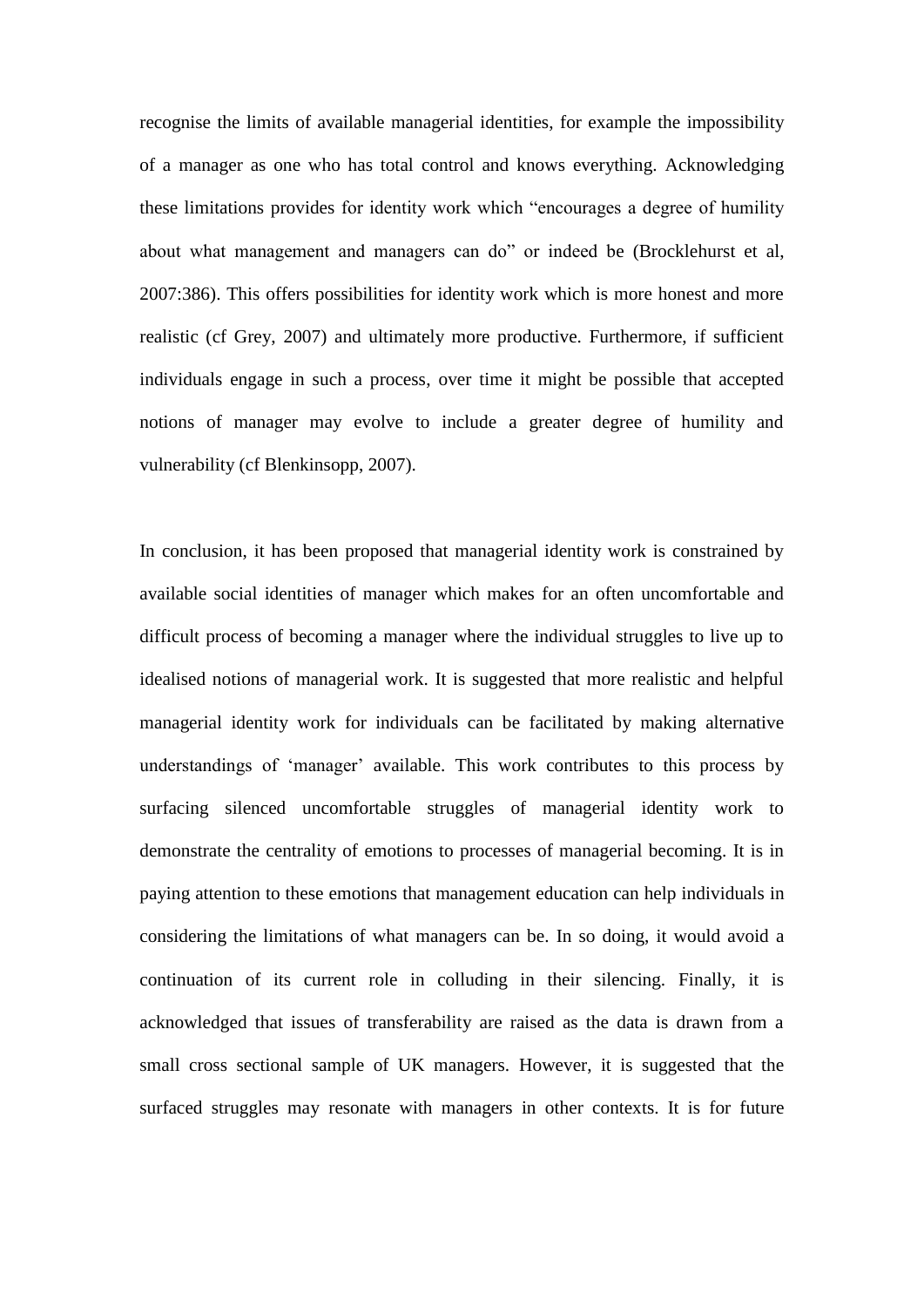recognise the limits of available managerial identities, for example the impossibility of a manager as one who has total control and knows everything. Acknowledging these limitations provides for identity work which "encourages a degree of humility about what management and managers can do" or indeed be (Brocklehurst et al, 2007:386). This offers possibilities for identity work which is more honest and more realistic (cf Grey, 2007) and ultimately more productive. Furthermore, if sufficient individuals engage in such a process, over time it might be possible that accepted notions of manager may evolve to include a greater degree of humility and vulnerability (cf Blenkinsopp, 2007).

In conclusion, it has been proposed that managerial identity work is constrained by available social identities of manager which makes for an often uncomfortable and difficult process of becoming a manager where the individual struggles to live up to idealised notions of managerial work. It is suggested that more realistic and helpful managerial identity work for individuals can be facilitated by making alternative understandings of 'manager' available. This work contributes to this process by surfacing silenced uncomfortable struggles of managerial identity work to demonstrate the centrality of emotions to processes of managerial becoming. It is in paying attention to these emotions that management education can help individuals in considering the limitations of what managers can be. In so doing, it would avoid a continuation of its current role in colluding in their silencing. Finally, it is acknowledged that issues of transferability are raised as the data is drawn from a small cross sectional sample of UK managers. However, it is suggested that the surfaced struggles may resonate with managers in other contexts. It is for future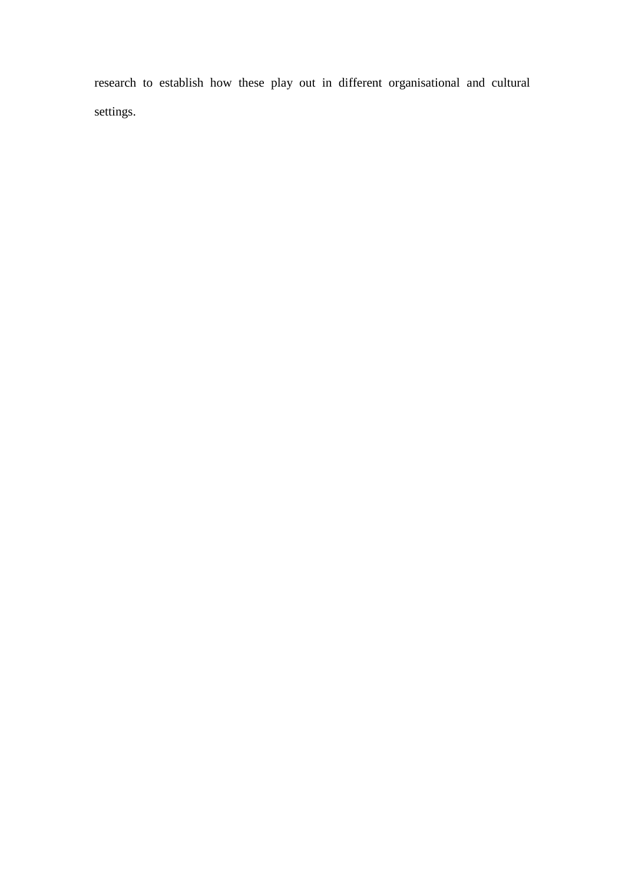research to establish how these play out in different organisational and cultural settings.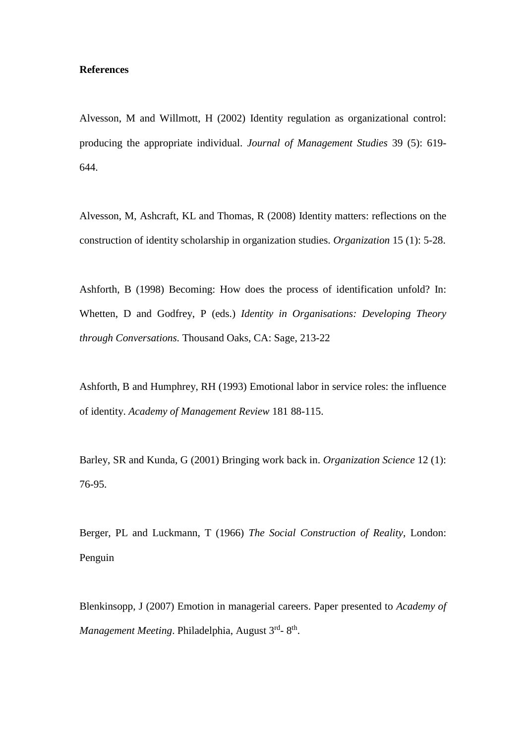**References**

Alvesson, M and Willmott, H (2002) Identity regulation as organizational control: producing the appropriate individual. *Journal of Management Studies* 39 (5): 619-644.

Alvesson, M, Ashcraft, KL and Thomas, R (2008) Identity matters: reflections on the construction of identity scholarship in organization studies. *Organization* 15 (1): 5-28.

Ashforth, B (1998) Becoming: How does the process of identification unfold? In: Whetten, D and Godfrey, P (eds.) *Identity in Organisations: Developing Theory through Conversations.* Thousand Oaks, CA: Sage, 213-22

Ashforth, B and Humphrey, RH (1993) Emotional labor in service roles: the influence of identity. *Academy of Management Review* 181 88-115.

Barley, SR and Kunda, G (2001) Bringing work back in. *Organization Science* 12 (1): 76-95.

Berger, PL and Luckmann, T (1966) *The Social Construction of Reality*, London: Penguin

Blenkinsopp, J (2007) Emotion in managerial careers. Paper presented to *Academy of Management Meeting*. Philadelphia, August 3rd- 8th.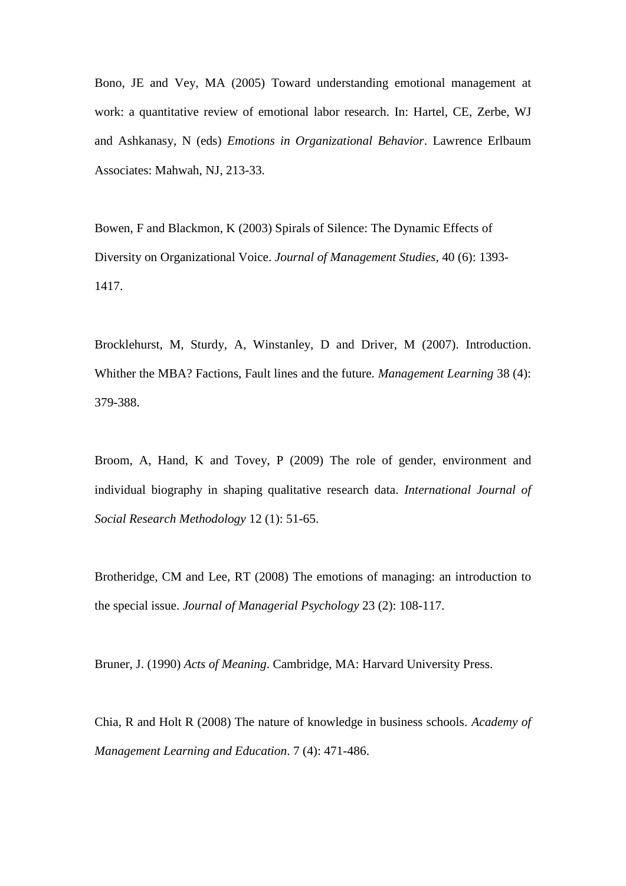Bono, JE and Vey, MA (2005) Toward understanding emotional management at work: a quantitative review of emotional labor research. In: Hartel, CE, Zerbe, WJ and Ashkanasy, N (eds) *Emotions in Organizational Behavior*. Lawrence Erlbaum Associates: Mahwah, NJ, 213-33.

Bowen, F and Blackmon, K (2003) Spirals of Silence: The Dynamic Effects of Diversity on Organizational Voice. *Journal of Management Studies*, 40 (6): 1393-1417.

Brocklehurst, M, Sturdy, A, Winstanley, D and Driver, M (2007). Introduction. Whither the MBA? Factions, Fault lines and the future. *Management Learning* 38 (4): 379-388.

Broom, A, Hand, K and Tovey, P (2009) The role of gender, environment and individual biography in shaping qualitative research data. *International Journal of Social Research Methodology* 12 (1): 51-65.

Brotheridge, CM and Lee, RT (2008) The emotions of managing: an introduction to the special issue. *Journal of Managerial Psychology* 23 (2): 108-117.

Bruner, J. (1990) *Acts of Meaning*. Cambridge, MA: Harvard University Press.

Chia, R and Holt R (2008) The nature of knowledge in business schools. *Academy of Management Learning and Education*. 7 (4): 471-486.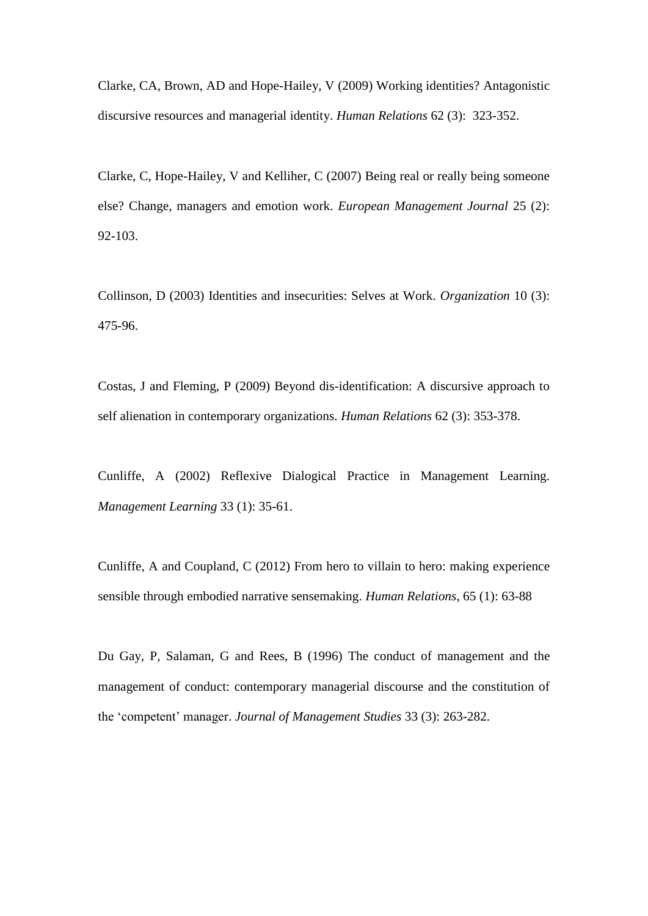Clarke, CA, Brown, AD and Hope-Hailey, V (2009) Working identities? Antagonistic discursive resources and managerial identity. *Human Relations* 62 (3): 323-352.

Clarke, C, Hope-Hailey, V and Kelliher, C (2007) Being real or really being someone else? Change, managers and emotion work. *European Management Journal* 25 (2): 92-103.

Collinson, D (2003) Identities and insecurities: Selves at Work. *Organization* 10 (3): 475-96.

Costas, J and Fleming, P (2009) Beyond dis-identification: A discursive approach to self alienation in contemporary organizations. *Human Relations* 62 (3): 353-378.

Cunliffe, A (2002) Reflexive Dialogical Practice in Management Learning. *Management Learning* 33 (1): 35-61.

Cunliffe, A and Coupland, C (2012) From hero to villain to hero: making experience sensible through embodied narrative sensemaking. *Human Relations*, 65 (1): 63-88

Du Gay, P, Salaman, G and Rees, B (1996) The conduct of management and the management of conduct: contemporary managerial discourse and the constitution of the 'competent' manager. *Journal of Management Studies* 33 (3): 263-282.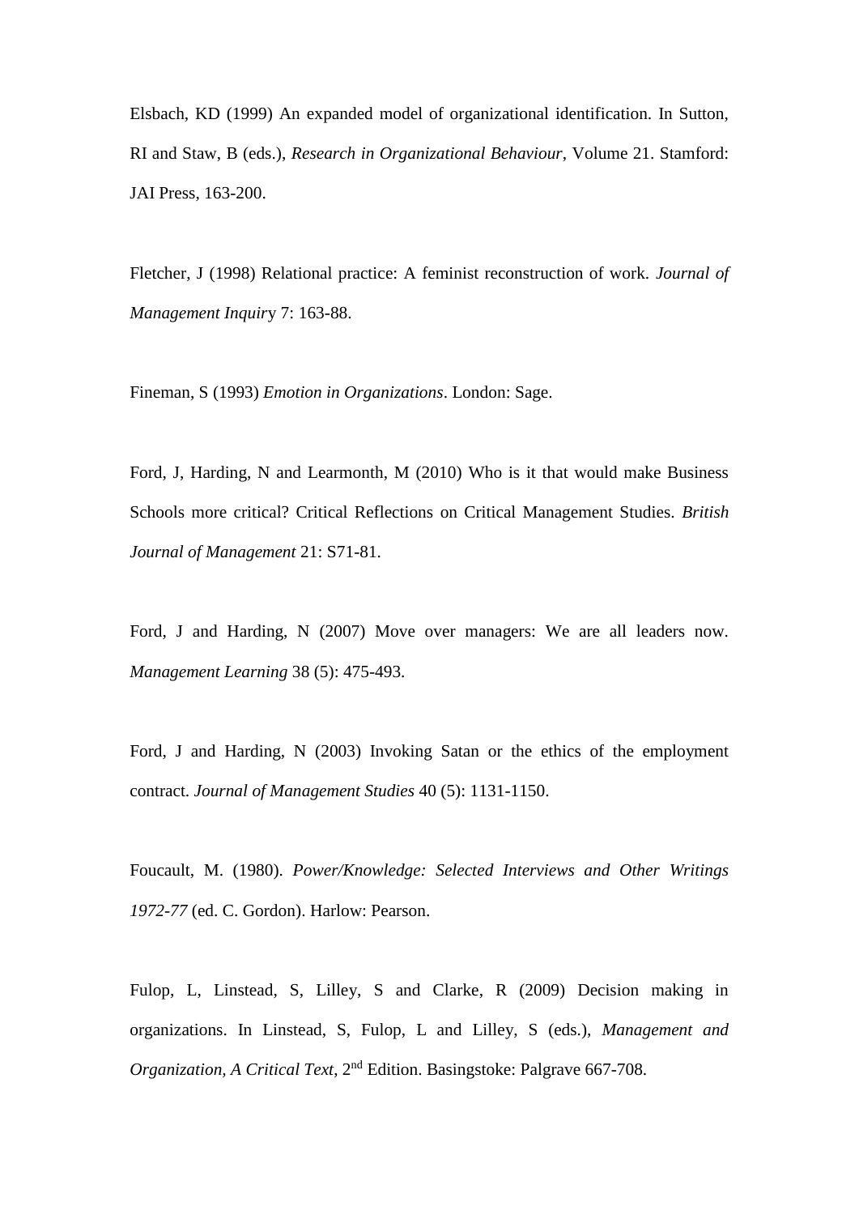Elsbach, KD (1999) An expanded model of organizational identification. In Sutton, RI and Staw, B (eds.), *Research in Organizational Behaviour*, Volume 21. Stamford: JAI Press, 163-200.

Fletcher, J (1998) Relational practice: A feminist reconstruction of work. *Journal of Management Inquir*y 7: 163-88.

Fineman, S (1993) *Emotion in Organizations*. London: Sage.

Ford, J, Harding, N and Learmonth, M (2010) Who is it that would make Business Schools more critical? Critical Reflections on Critical Management Studies. *British Journal of Management* 21: S71-81.

Ford, J and Harding, N (2007) Move over managers: We are all leaders now. *Management Learning* 38 (5): 475-493.

Ford, J and Harding, N (2003) Invoking Satan or the ethics of the employment contract. *Journal of Management Studies* 40 (5): 1131-1150.

Foucault, M. (1980). *Power/Knowledge: Selected Interviews and Other Writings 1972-77* (ed. C. Gordon). Harlow: Pearson.

Fulop, L, Linstead, S, Lilley, S and Clarke, R (2009) Decision making in organizations. In Linstead, S, Fulop, L and Lilley, S (eds.), *Management and Organization, A Critical Text*, 2nd Edition. Basingstoke: Palgrave 667-708.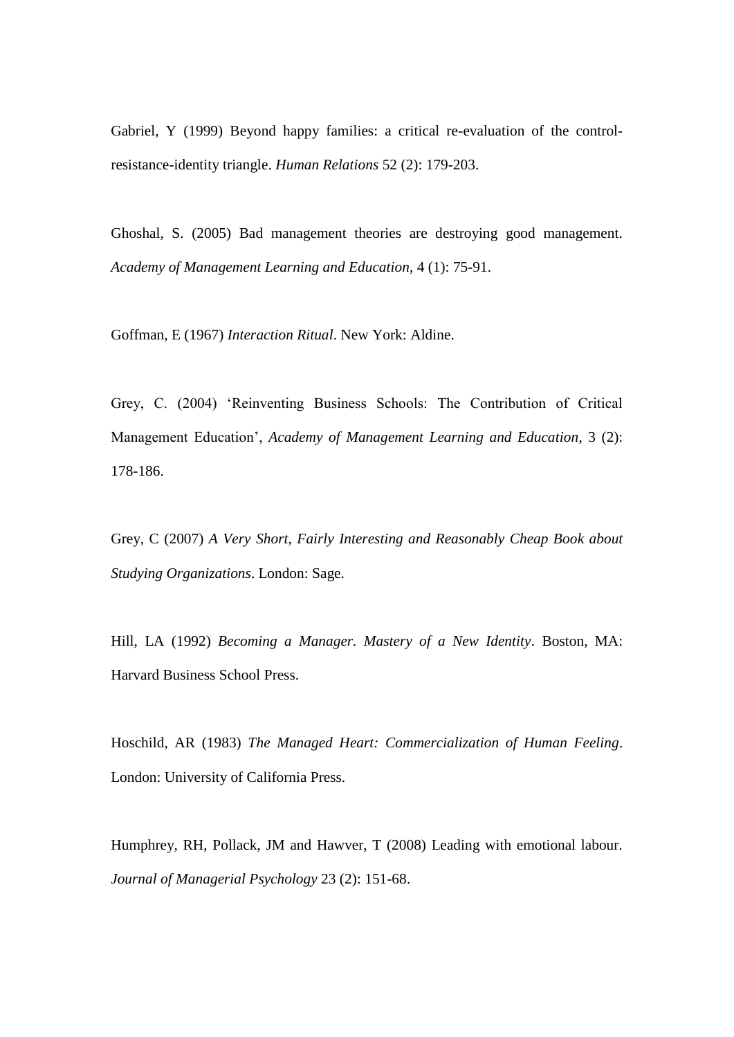Gabriel, Y (1999) Beyond happy families: a critical re-evaluation of the control-resistance-identity triangle. *Human Relations* 52 (2): 179-203.

Ghoshal, S. (2005) Bad management theories are destroying good management. *Academy of Management Learning and Education*, 4 (1): 75-91.

Goffman, E (1967) *Interaction Ritual*. New York: Aldine.

Grey, C. (2004) 'Reinventing Business Schools: The Contribution of Critical Management Education', *Academy of Management Learning and Education*, 3 (2): 178-186.

Grey, C (2007) *A Very Short, Fairly Interesting and Reasonably Cheap Book about Studying Organizations*. London: Sage.

Hill, LA (1992) *Becoming a Manager. Mastery of a New Identity*. Boston, MA: Harvard Business School Press.

Hoschild, AR (1983) *The Managed Heart: Commercialization of Human Feeling*. London: University of California Press.

Humphrey, RH, Pollack, JM and Hawver, T (2008) Leading with emotional labour. *Journal of Managerial Psychology* 23 (2): 151-68.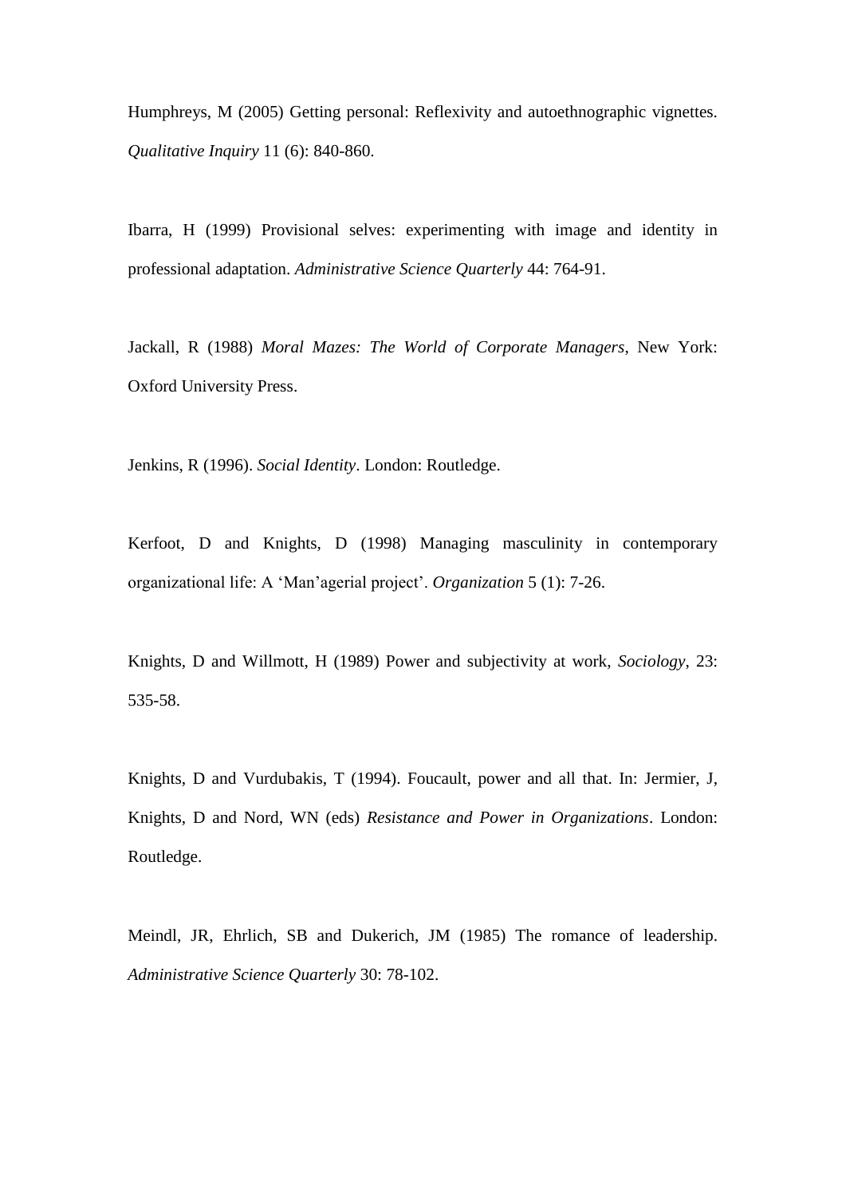Humphreys, M (2005) Getting personal: Reflexivity and autoethnographic vignettes. *Qualitative Inquiry* 11 (6): 840-860.

Ibarra, H (1999) Provisional selves: experimenting with image and identity in professional adaptation. *Administrative Science Quarterly* 44: 764-91.

Jackall, R (1988) *Moral Mazes: The World of Corporate Managers*, New York: Oxford University Press.

Jenkins, R (1996). *Social Identity*. London: Routledge.

Kerfoot, D and Knights, D (1998) Managing masculinity in contemporary organizational life: A 'Man'agerial project'. *Organization* 5 (1): 7-26.

Knights, D and Willmott, H (1989) Power and subjectivity at work, *Sociology*, 23: 535-58.

Knights, D and Vurdubakis, T (1994). Foucault, power and all that. In: Jermier, J, Knights, D and Nord, WN (eds) *Resistance and Power in Organizations*. London: Routledge.

Meindl, JR, Ehrlich, SB and Dukerich, JM (1985) The romance of leadership. *Administrative Science Quarterly* 30: 78-102.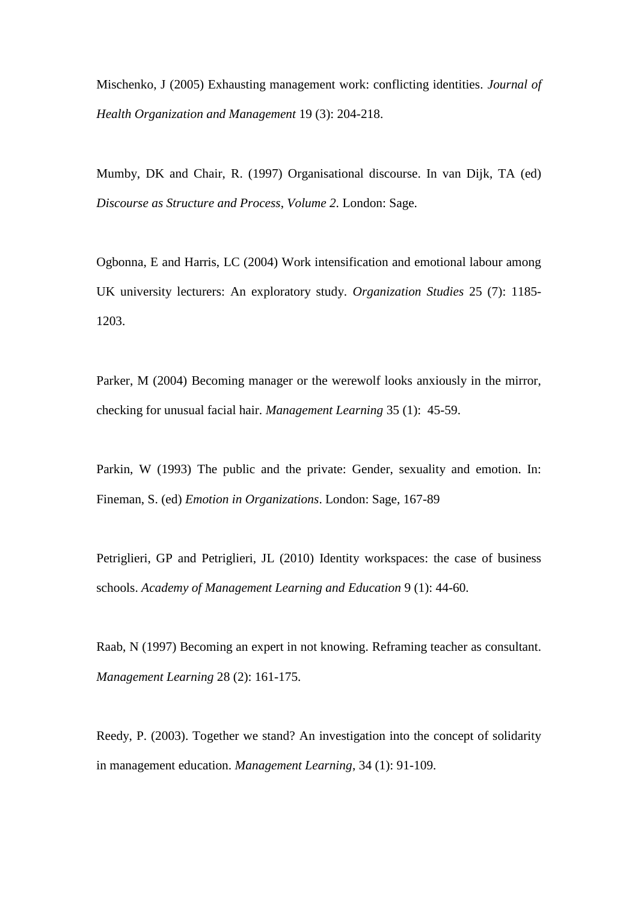Mischenko, J (2005) Exhausting management work: conflicting identities. *Journal of Health Organization and Management* 19 (3): 204-218.

Mumby, DK and Chair, R. (1997) Organisational discourse. In van Dijk, TA (ed) *Discourse as Structure and Process*, *Volume 2*. London: Sage.

Ogbonna, E and Harris, LC (2004) Work intensification and emotional labour among UK university lecturers: An exploratory study. *Organization Studies* 25 (7): 1185-1203.

Parker, M (2004) Becoming manager or the werewolf looks anxiously in the mirror, checking for unusual facial hair. *Management Learning* 35 (1): 45-59.

Parkin, W (1993) The public and the private: Gender, sexuality and emotion. In: Fineman, S. (ed) *Emotion in Organizations*. London: Sage, 167-89

Petriglieri, GP and Petriglieri, JL (2010) Identity workspaces: the case of business schools. *Academy of Management Learning and Education* 9 (1): 44-60.

Raab, N (1997) Becoming an expert in not knowing. Reframing teacher as consultant. *Management Learning* 28 (2): 161-175.

Reedy, P. (2003). Together we stand? An investigation into the concept of solidarity in management education. *Management Learning*, 34 (1): 91-109.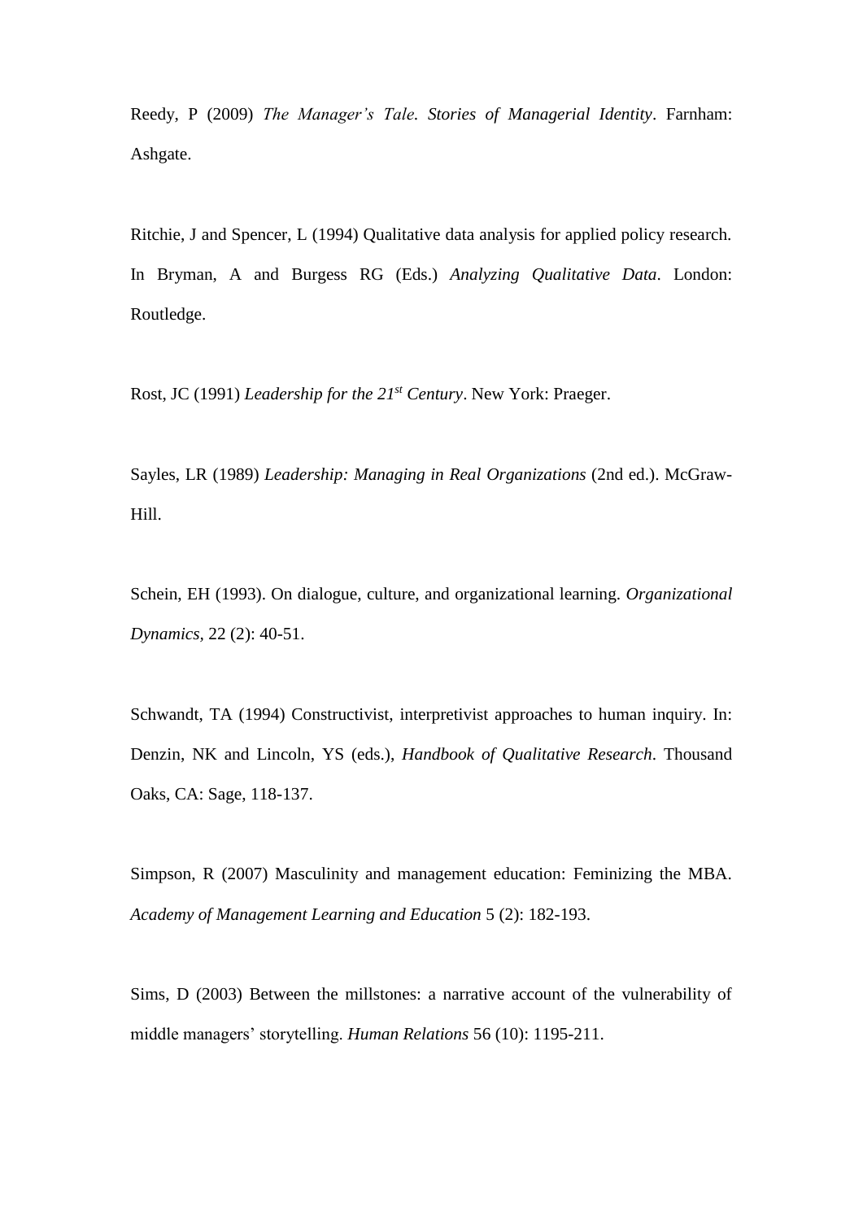Reedy, P (2009) *The Manager's Tale. Stories of Managerial Identity*. Farnham: Ashgate.

Ritchie, J and Spencer, L (1994) Qualitative data analysis for applied policy research. In Bryman, A and Burgess RG (Eds.) *Analyzing Qualitative Data*. London: Routledge.

Rost, JC (1991) *Leadership for the 21st Century*. New York: Praeger.

Sayles, LR (1989) *Leadership: Managing in Real Organizations* (2nd ed.). McGraw-Hill.

Schein, EH (1993). On dialogue, culture, and organizational learning. *Organizational Dynamics*, 22 (2): 40-51.

Schwandt, TA (1994) Constructivist, interpretivist approaches to human inquiry. In: Denzin, NK and Lincoln, YS (eds.), *Handbook of Qualitative Research*. Thousand Oaks, CA: Sage, 118-137.

Simpson, R (2007) Masculinity and management education: Feminizing the MBA. *Academy of Management Learning and Education* 5 (2): 182-193.

Sims, D (2003) Between the millstones: a narrative account of the vulnerability of middle managers' storytelling. *Human Relations* 56 (10): 1195-211.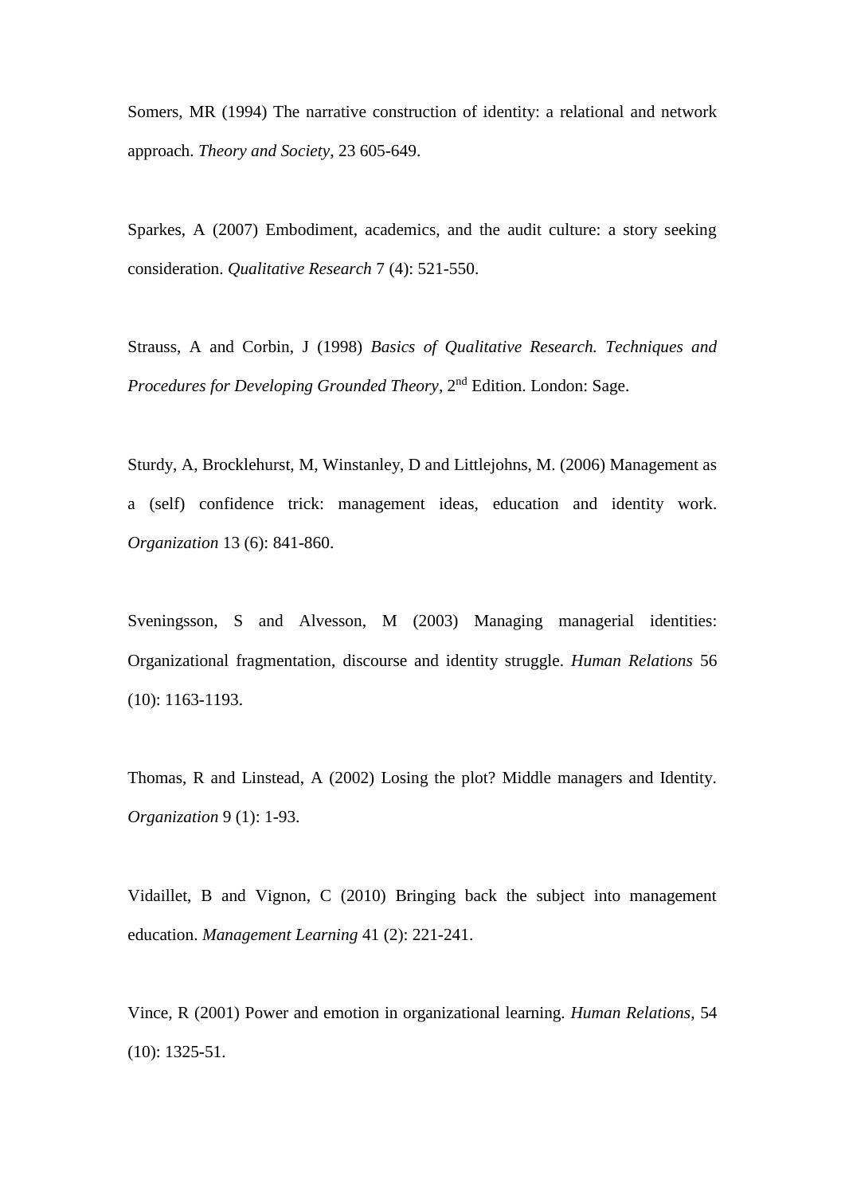Somers, MR (1994) The narrative construction of identity: a relational and network approach. *Theory and Society*, 23 605-649.

Sparkes, A (2007) Embodiment, academics, and the audit culture: a story seeking consideration. *Qualitative Research* 7 (4): 521-550.

Strauss, A and Corbin, J (1998) *Basics of Qualitative Research. Techniques and Procedures for Developing Grounded Theory*, 2nd Edition. London: Sage.

Sturdy, A, Brocklehurst, M, Winstanley, D and Littlejohns, M. (2006) Management as a (self) confidence trick: management ideas, education and identity work. *Organization* 13 (6): 841-860.

Sveningsson, S and Alvesson, M (2003) Managing managerial identities: Organizational fragmentation, discourse and identity struggle. *Human Relations* 56 (10): 1163-1193.

Thomas, R and Linstead, A (2002) Losing the plot? Middle managers and Identity. *Organization* 9 (1): 1-93.

Vidaillet, B and Vignon, C (2010) Bringing back the subject into management education. *Management Learning* 41 (2): 221-241.

Vince, R (2001) Power and emotion in organizational learning. *Human Relations*, 54 (10): 1325-51.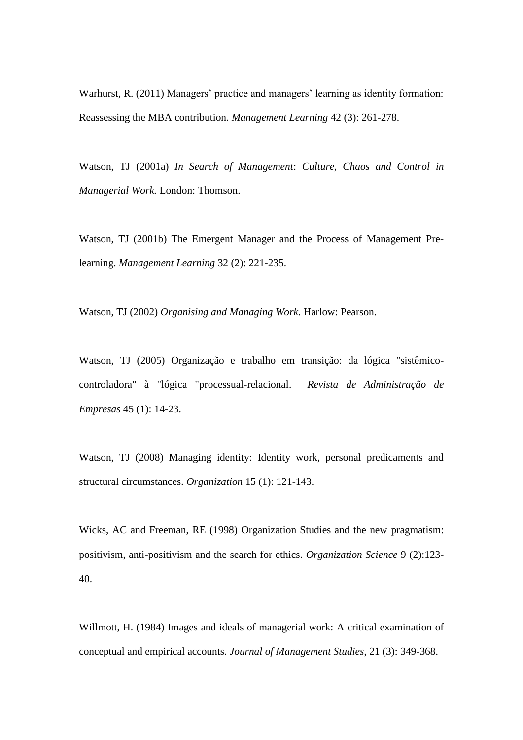Warhurst, R. (2011) Managers' practice and managers' learning as identity formation: Reassessing the MBA contribution. *Management Learning* 42 (3): 261-278.

Watson, TJ (2001a) *In Search of Management*: *Culture, Chaos and Control in Managerial Work.* London: Thomson.

Watson, TJ (2001b) The Emergent Manager and the Process of Management Pre-learning. *Management Learning* 32 (2): 221-235.

Watson, TJ (2002) *Organising and Managing Work*. Harlow: Pearson.

Watson, TJ (2005) Organização e trabalho em transição: da lógica "sistêmico-controladora" à "lógica "processual-relacional. *Revista de Administração de Empresas* 45 (1): 14-23.

Watson, TJ (2008) Managing identity: Identity work, personal predicaments and structural circumstances. *Organization* 15 (1): 121-143.

Wicks, AC and Freeman, RE (1998) Organization Studies and the new pragmatism: positivism, anti-positivism and the search for ethics. *Organization Science* 9 (2):123-40.

Willmott, H. (1984) Images and ideals of managerial work: A critical examination of conceptual and empirical accounts. *Journal of Management Studies*, 21 (3): 349-368.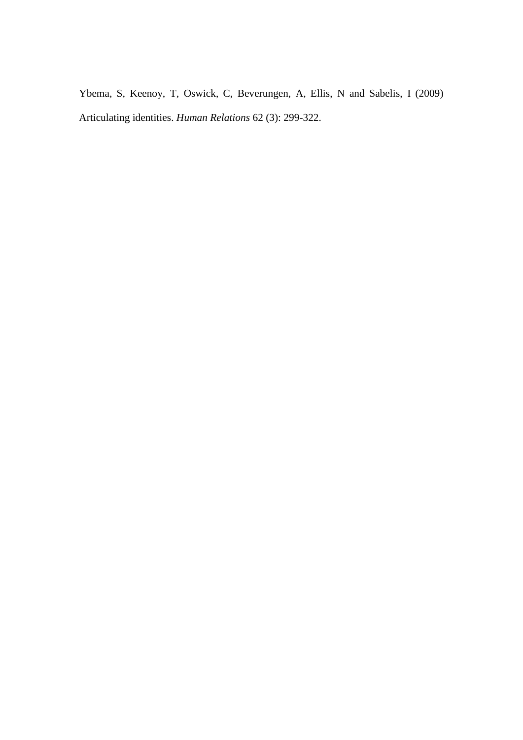Ybema, S, Keenoy, T, Oswick, C, Beverungen, A, Ellis, N and Sabelis, I (2009) Articulating identities. *Human Relations* 62 (3): 299-322.